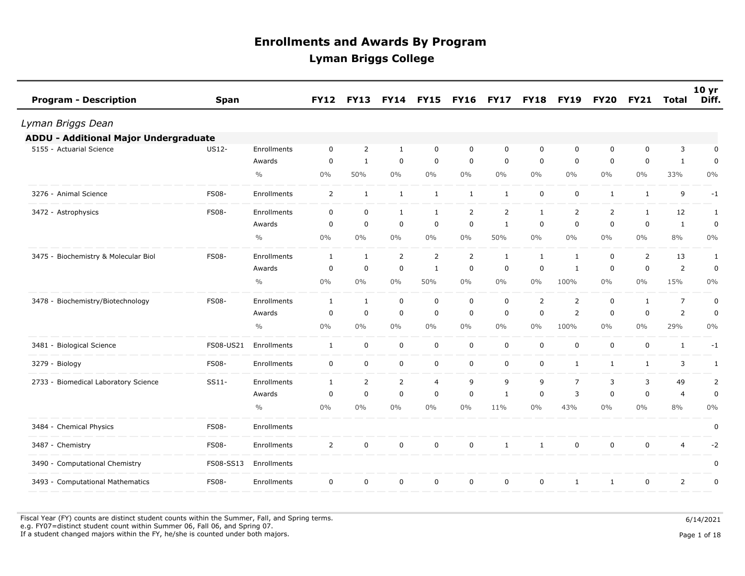# Enrollments and Awards By Program

## Lyman Briggs College

| Program - Description | Span | | FY12 | FY13 | FY14 | FY15 | FY16 | FY17 | FY18 | FY19 | FY20 | FY21 | Total | 10 yr Diff. |
|---|---|---|---|---|---|---|---|---|---|---|---|---|---|---|
| *Lyman Briggs Dean* | | | | | | | | | | | | | | |
| **ADDU - Additional Major Undergraduate** | | | | | | | | | | | | | | |
| 5155 - Actuarial Science | US12- | Enrollments | 0 | 2 | 1 | 0 | 0 | 0 | 0 | 0 | 0 | 0 | 3 | 0 |
| | | Awards | 0 | 1 | 0 | 0 | 0 | 0 | 0 | 0 | 0 | 0 | 1 | 0 |
| | | % | 0% | 50% | 0% | 0% | 0% | 0% | 0% | 0% | 0% | 0% | 33% | 0% |
| 3276 - Animal Science | FS08- | Enrollments | 2 | 1 | 1 | 1 | 1 | 1 | 0 | 0 | 1 | 1 | 9 | -1 |
| 3472 - Astrophysics | FS08- | Enrollments | 0 | 0 | 1 | 1 | 2 | 2 | 1 | 2 | 2 | 1 | 12 | 1 |
| | | Awards | 0 | 0 | 0 | 0 | 0 | 1 | 0 | 0 | 0 | 0 | 1 | 0 |
| | | % | 0% | 0% | 0% | 0% | 0% | 50% | 0% | 0% | 0% | 0% | 8% | 0% |
| 3475 - Biochemistry & Molecular Biol | FS08- | Enrollments | 1 | 1 | 2 | 2 | 2 | 1 | 1 | 1 | 0 | 2 | 13 | 1 |
| | | Awards | 0 | 0 | 0 | 1 | 0 | 0 | 0 | 1 | 0 | 0 | 2 | 0 |
| | | % | 0% | 0% | 0% | 50% | 0% | 0% | 0% | 100% | 0% | 0% | 15% | 0% |
| 3478 - Biochemistry/Biotechnology | FS08- | Enrollments | 1 | 1 | 0 | 0 | 0 | 0 | 2 | 2 | 0 | 1 | 7 | 0 |
| | | Awards | 0 | 0 | 0 | 0 | 0 | 0 | 0 | 2 | 0 | 0 | 2 | 0 |
| | | % | 0% | 0% | 0% | 0% | 0% | 0% | 0% | 100% | 0% | 0% | 29% | 0% |
| 3481 - Biological Science | FS08-US21 | Enrollments | 1 | 0 | 0 | 0 | 0 | 0 | 0 | 0 | 0 | 0 | 1 | -1 |
| 3279 - Biology | FS08- | Enrollments | 0 | 0 | 0 | 0 | 0 | 0 | 0 | 1 | 1 | 1 | 3 | 1 |
| 2733 - Biomedical Laboratory Science | SS11- | Enrollments | 1 | 2 | 2 | 4 | 9 | 9 | 9 | 7 | 3 | 3 | 49 | 2 |
| | | Awards | 0 | 0 | 0 | 0 | 0 | 1 | 0 | 3 | 0 | 0 | 4 | 0 |
| | | % | 0% | 0% | 0% | 0% | 0% | 11% | 0% | 43% | 0% | 0% | 8% | 0% |
| 3484 - Chemical Physics | FS08- | Enrollments | | | | | | | | | | | | 0 |
| 3487 - Chemistry | FS08- | Enrollments | 2 | 0 | 0 | 0 | 0 | 1 | 1 | 0 | 0 | 0 | 4 | -2 |
| 3490 - Computational Chemistry | FS08-SS13 | Enrollments | | | | | | | | | | | | 0 |
| 3493 - Computational Mathematics | FS08- | Enrollments | 0 | 0 | 0 | 0 | 0 | 0 | 0 | 1 | 1 | 0 | 2 | 0 |

Fiscal Year (FY) counts are distinct student counts within the Summer, Fall, and Spring terms.
e.g. FY07=distinct student count within Summer 06, Fall 06, and Spring 07.
If a student changed majors within the FY, he/she is counted under both majors.

6/14/2021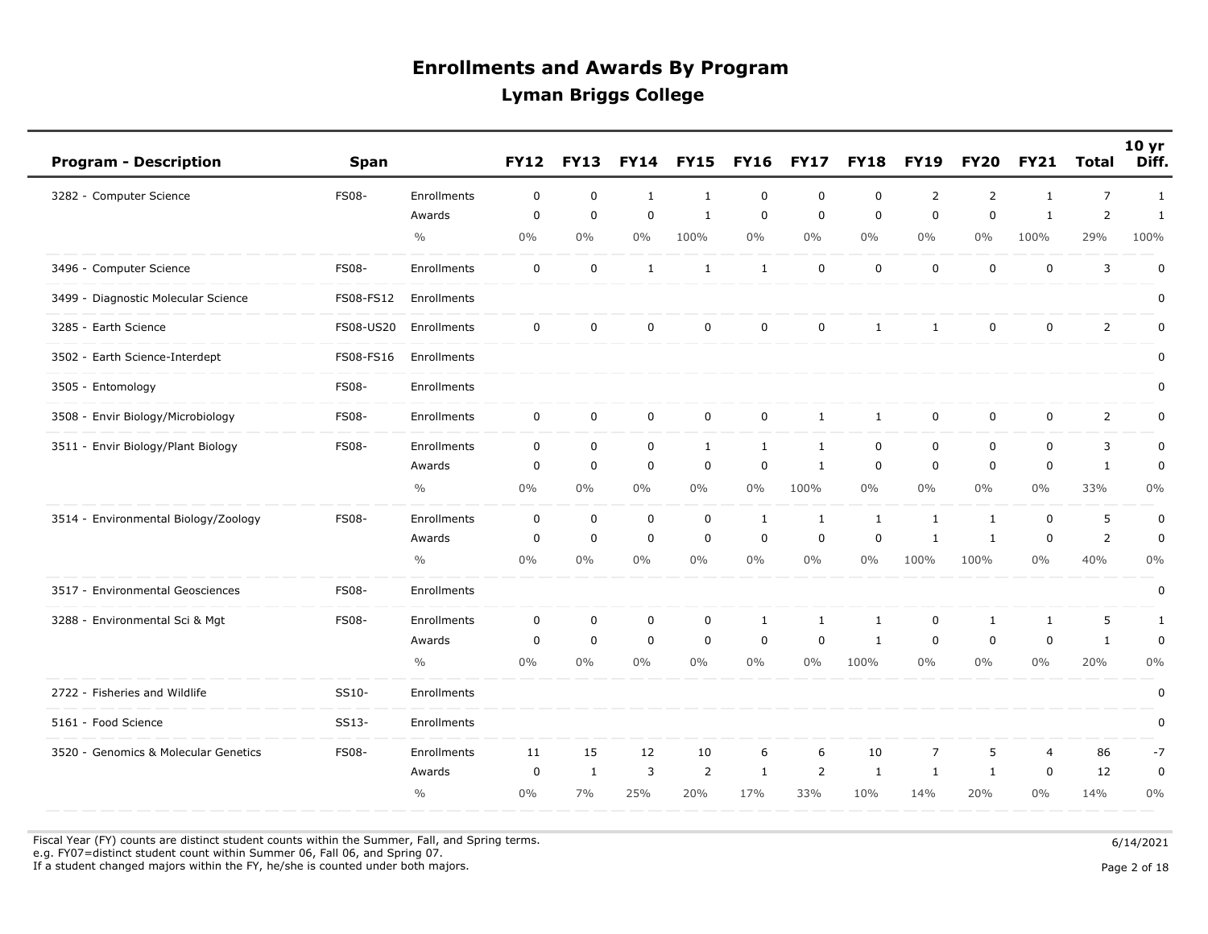# Enrollments and Awards By Program

## Lyman Briggs College

| Program - Description | Span | | FY12 | FY13 | FY14 | FY15 | FY16 | FY17 | FY18 | FY19 | FY20 | FY21 | Total | 10 yr Diff. |
|---|---|---|---|---|---|---|---|---|---|---|---|---|---|---|
| 3282 - Computer Science | FS08- | Enrollments | 0 | 0 | 1 | 1 | 0 | 0 | 0 | 2 | 2 | 1 | 7 | 1 |
| | | Awards | 0 | 0 | 0 | 1 | 0 | 0 | 0 | 0 | 0 | 1 | 2 | 1 |
| | | % | 0% | 0% | 0% | 100% | 0% | 0% | 0% | 0% | 0% | 100% | 29% | 100% |
| 3496 - Computer Science | FS08- | Enrollments | 0 | 0 | 1 | 1 | 1 | 0 | 0 | 0 | 0 | 0 | 3 | 0 |
| 3499 - Diagnostic Molecular Science | FS08-FS12 | Enrollments | | | | | | | | | | | | 0 |
| 3285 - Earth Science | FS08-US20 | Enrollments | 0 | 0 | 0 | 0 | 0 | 0 | 1 | 1 | 0 | 0 | 2 | 0 |
| 3502 - Earth Science-Interdept | FS08-FS16 | Enrollments | | | | | | | | | | | | 0 |
| 3505 - Entomology | FS08- | Enrollments | | | | | | | | | | | | 0 |
| 3508 - Envir Biology/Microbiology | FS08- | Enrollments | 0 | 0 | 0 | 0 | 0 | 1 | 1 | 0 | 0 | 0 | 2 | 0 |
| 3511 - Envir Biology/Plant Biology | FS08- | Enrollments | 0 | 0 | 0 | 1 | 1 | 1 | 0 | 0 | 0 | 0 | 3 | 0 |
| | | Awards | 0 | 0 | 0 | 0 | 0 | 1 | 0 | 0 | 0 | 0 | 1 | 0 |
| | | % | 0% | 0% | 0% | 0% | 0% | 100% | 0% | 0% | 0% | 0% | 33% | 0% |
| 3514 - Environmental Biology/Zoology | FS08- | Enrollments | 0 | 0 | 0 | 0 | 1 | 1 | 1 | 1 | 1 | 0 | 5 | 0 |
| | | Awards | 0 | 0 | 0 | 0 | 0 | 0 | 0 | 1 | 1 | 0 | 2 | 0 |
| | | % | 0% | 0% | 0% | 0% | 0% | 0% | 0% | 100% | 100% | 0% | 40% | 0% |
| 3517 - Environmental Geosciences | FS08- | Enrollments | | | | | | | | | | | | 0 |
| 3288 - Environmental Sci & Mgt | FS08- | Enrollments | 0 | 0 | 0 | 0 | 1 | 1 | 1 | 0 | 1 | 1 | 5 | 1 |
| | | Awards | 0 | 0 | 0 | 0 | 0 | 0 | 1 | 0 | 0 | 0 | 1 | 0 |
| | | % | 0% | 0% | 0% | 0% | 0% | 0% | 100% | 0% | 0% | 0% | 20% | 0% |
| 2722 - Fisheries and Wildlife | SS10- | Enrollments | | | | | | | | | | | | 0 |
| 5161 - Food Science | SS13- | Enrollments | | | | | | | | | | | | 0 |
| 3520 - Genomics & Molecular Genetics | FS08- | Enrollments | 11 | 15 | 12 | 10 | 6 | 6 | 10 | 7 | 5 | 4 | 86 | -7 |
| | | Awards | 0 | 1 | 3 | 2 | 1 | 2 | 1 | 1 | 1 | 0 | 12 | 0 |
| | | % | 0% | 7% | 25% | 20% | 17% | 33% | 10% | 14% | 20% | 0% | 14% | 0% |

Fiscal Year (FY) counts are distinct student counts within the Summer, Fall, and Spring terms.
e.g. FY07=distinct student count within Summer 06, Fall 06, and Spring 07.
If a student changed majors within the FY, he/she is counted under both majors.

6/14/2021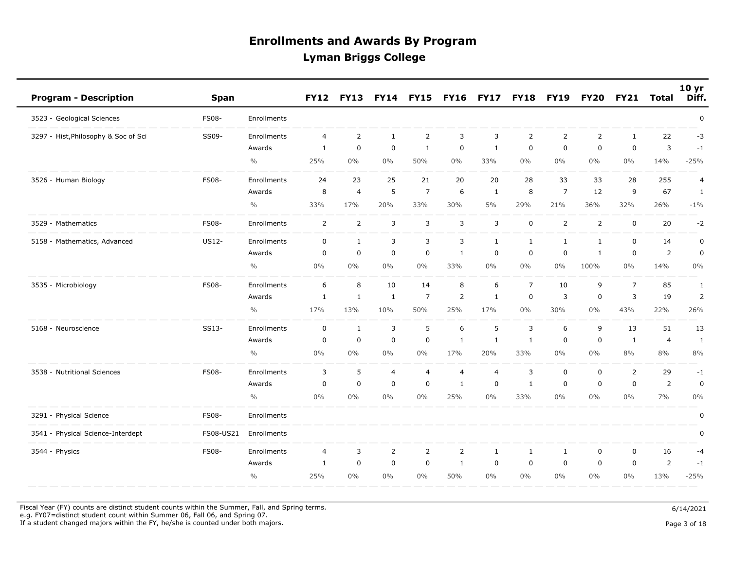# Enrollments and Awards By Program

## Lyman Briggs College

| Program - Description | Span | | FY12 | FY13 | FY14 | FY15 | FY16 | FY17 | FY18 | FY19 | FY20 | FY21 | Total | 10 yr Diff. |
|---|---|---|---|---|---|---|---|---|---|---|---|---|---|---|
| 3523 - Geological Sciences | FS08- | Enrollments | | | | | | | | | | | | 0 |
| 3297 - Hist,Philosophy & Soc of Sci | SS09- | Enrollments | 4 | 2 | 1 | 2 | 3 | 3 | 2 | 2 | 2 | 1 | 22 | -3 |
| | | Awards | 1 | 0 | 0 | 1 | 0 | 1 | 0 | 0 | 0 | 0 | 3 | -1 |
| | | % | 25% | 0% | 0% | 50% | 0% | 33% | 0% | 0% | 0% | 0% | 14% | -25% |
| 3526 - Human Biology | FS08- | Enrollments | 24 | 23 | 25 | 21 | 20 | 20 | 28 | 33 | 33 | 28 | 255 | 4 |
| | | Awards | 8 | 4 | 5 | 7 | 6 | 1 | 8 | 7 | 12 | 9 | 67 | 1 |
| | | % | 33% | 17% | 20% | 33% | 30% | 5% | 29% | 21% | 36% | 32% | 26% | -1% |
| 3529 - Mathematics | FS08- | Enrollments | 2 | 2 | 3 | 3 | 3 | 3 | 0 | 2 | 2 | 0 | 20 | -2 |
| 5158 - Mathematics, Advanced | US12- | Enrollments | 0 | 1 | 3 | 3 | 3 | 1 | 1 | 1 | 1 | 0 | 14 | 0 |
| | | Awards | 0 | 0 | 0 | 0 | 1 | 0 | 0 | 0 | 1 | 0 | 2 | 0 |
| | | % | 0% | 0% | 0% | 0% | 33% | 0% | 0% | 0% | 100% | 0% | 14% | 0% |
| 3535 - Microbiology | FS08- | Enrollments | 6 | 8 | 10 | 14 | 8 | 6 | 7 | 10 | 9 | 7 | 85 | 1 |
| | | Awards | 1 | 1 | 1 | 7 | 2 | 1 | 0 | 3 | 0 | 3 | 19 | 2 |
| | | % | 17% | 13% | 10% | 50% | 25% | 17% | 0% | 30% | 0% | 43% | 22% | 26% |
| 5168 - Neuroscience | SS13- | Enrollments | 0 | 1 | 3 | 5 | 6 | 5 | 3 | 6 | 9 | 13 | 51 | 13 |
| | | Awards | 0 | 0 | 0 | 0 | 1 | 1 | 1 | 0 | 0 | 1 | 4 | 1 |
| | | % | 0% | 0% | 0% | 0% | 17% | 20% | 33% | 0% | 0% | 8% | 8% | 8% |
| 3538 - Nutritional Sciences | FS08- | Enrollments | 3 | 5 | 4 | 4 | 4 | 4 | 3 | 0 | 0 | 2 | 29 | -1 |
| | | Awards | 0 | 0 | 0 | 0 | 1 | 0 | 1 | 0 | 0 | 0 | 2 | 0 |
| | | % | 0% | 0% | 0% | 0% | 25% | 0% | 33% | 0% | 0% | 0% | 7% | 0% |
| 3291 - Physical Science | FS08- | Enrollments | | | | | | | | | | | | 0 |
| 3541 - Physical Science-Interdept | FS08-US21 | Enrollments | | | | | | | | | | | | 0 |
| 3544 - Physics | FS08- | Enrollments | 4 | 3 | 2 | 2 | 2 | 1 | 1 | 1 | 0 | 0 | 16 | -4 |
| | | Awards | 1 | 0 | 0 | 0 | 1 | 0 | 0 | 0 | 0 | 0 | 2 | -1 |
| | | % | 25% | 0% | 0% | 0% | 50% | 0% | 0% | 0% | 0% | 0% | 13% | -25% |

Fiscal Year (FY) counts are distinct student counts within the Summer, Fall, and Spring terms.
e.g. FY07=distinct student count within Summer 06, Fall 06, and Spring 07.
If a student changed majors within the FY, he/she is counted under both majors.

6/14/2021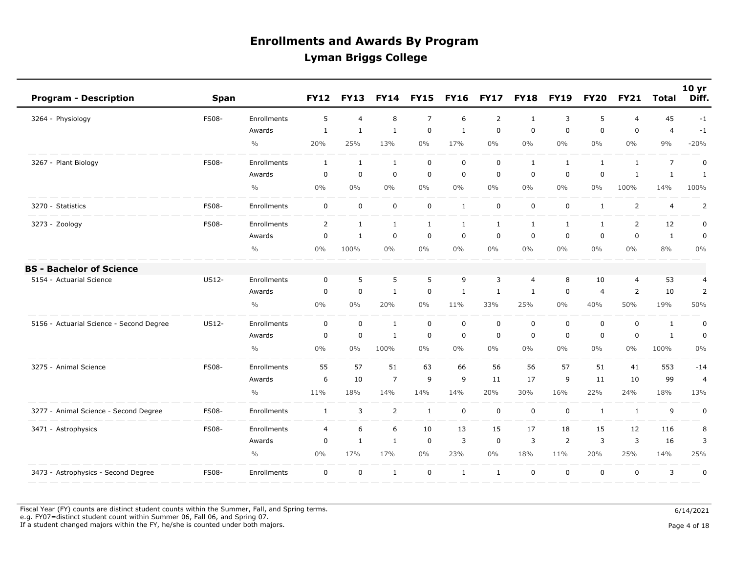# Enrollments and Awards By Program

## Lyman Briggs College

| Program - Description | Span | | FY12 | FY13 | FY14 | FY15 | FY16 | FY17 | FY18 | FY19 | FY20 | FY21 | Total | 10 yr Diff. |
|---|---|---|---|---|---|---|---|---|---|---|---|---|---|---|
| 3264 - Physiology | FS08- | Enrollments | 5 | 4 | 8 | 7 | 6 | 2 | 1 | 3 | 5 | 4 | 45 | -1 |
| | | Awards | 1 | 1 | 1 | 0 | 1 | 0 | 0 | 0 | 0 | 0 | 4 | -1 |
| | | % | 20% | 25% | 13% | 0% | 17% | 0% | 0% | 0% | 0% | 0% | 9% | -20% |
| 3267 - Plant Biology | FS08- | Enrollments | 1 | 1 | 1 | 0 | 0 | 0 | 1 | 1 | 1 | 1 | 7 | 0 |
| | | Awards | 0 | 0 | 0 | 0 | 0 | 0 | 0 | 0 | 0 | 1 | 1 | 1 |
| | | % | 0% | 0% | 0% | 0% | 0% | 0% | 0% | 0% | 0% | 100% | 14% | 100% |
| 3270 - Statistics | FS08- | Enrollments | 0 | 0 | 0 | 0 | 1 | 0 | 0 | 0 | 1 | 2 | 4 | 2 |
| 3273 - Zoology | FS08- | Enrollments | 2 | 1 | 1 | 1 | 1 | 1 | 1 | 1 | 1 | 2 | 12 | 0 |
| | | Awards | 0 | 1 | 0 | 0 | 0 | 0 | 0 | 0 | 0 | 0 | 1 | 0 |
| | | % | 0% | 100% | 0% | 0% | 0% | 0% | 0% | 0% | 0% | 0% | 8% | 0% |
| **BS - Bachelor of Science** | | | | | | | | | | | | | | |
| 5154 - Actuarial Science | US12- | Enrollments | 0 | 5 | 5 | 5 | 9 | 3 | 4 | 8 | 10 | 4 | 53 | 4 |
| | | Awards | 0 | 0 | 1 | 0 | 1 | 1 | 1 | 0 | 4 | 2 | 10 | 2 |
| | | % | 0% | 0% | 20% | 0% | 11% | 33% | 25% | 0% | 40% | 50% | 19% | 50% |
| 5156 - Actuarial Science - Second Degree | US12- | Enrollments | 0 | 0 | 1 | 0 | 0 | 0 | 0 | 0 | 0 | 0 | 1 | 0 |
| | | Awards | 0 | 0 | 1 | 0 | 0 | 0 | 0 | 0 | 0 | 0 | 1 | 0 |
| | | % | 0% | 0% | 100% | 0% | 0% | 0% | 0% | 0% | 0% | 0% | 100% | 0% |
| 3275 - Animal Science | FS08- | Enrollments | 55 | 57 | 51 | 63 | 66 | 56 | 56 | 57 | 51 | 41 | 553 | -14 |
| | | Awards | 6 | 10 | 7 | 9 | 9 | 11 | 17 | 9 | 11 | 10 | 99 | 4 |
| | | % | 11% | 18% | 14% | 14% | 14% | 20% | 30% | 16% | 22% | 24% | 18% | 13% |
| 3277 - Animal Science - Second Degree | FS08- | Enrollments | 1 | 3 | 2 | 1 | 0 | 0 | 0 | 0 | 1 | 1 | 9 | 0 |
| 3471 - Astrophysics | FS08- | Enrollments | 4 | 6 | 6 | 10 | 13 | 15 | 17 | 18 | 15 | 12 | 116 | 8 |
| | | Awards | 0 | 1 | 1 | 0 | 3 | 0 | 3 | 2 | 3 | 3 | 16 | 3 |
| | | % | 0% | 17% | 17% | 0% | 23% | 0% | 18% | 11% | 20% | 25% | 14% | 25% |
| 3473 - Astrophysics - Second Degree | FS08- | Enrollments | 0 | 0 | 1 | 0 | 1 | 1 | 0 | 0 | 0 | 0 | 3 | 0 |

Fiscal Year (FY) counts are distinct student counts within the Summer, Fall, and Spring terms.
e.g. FY07=distinct student count within Summer 06, Fall 06, and Spring 07.
If a student changed majors within the FY, he/she is counted under both majors.

6/14/2021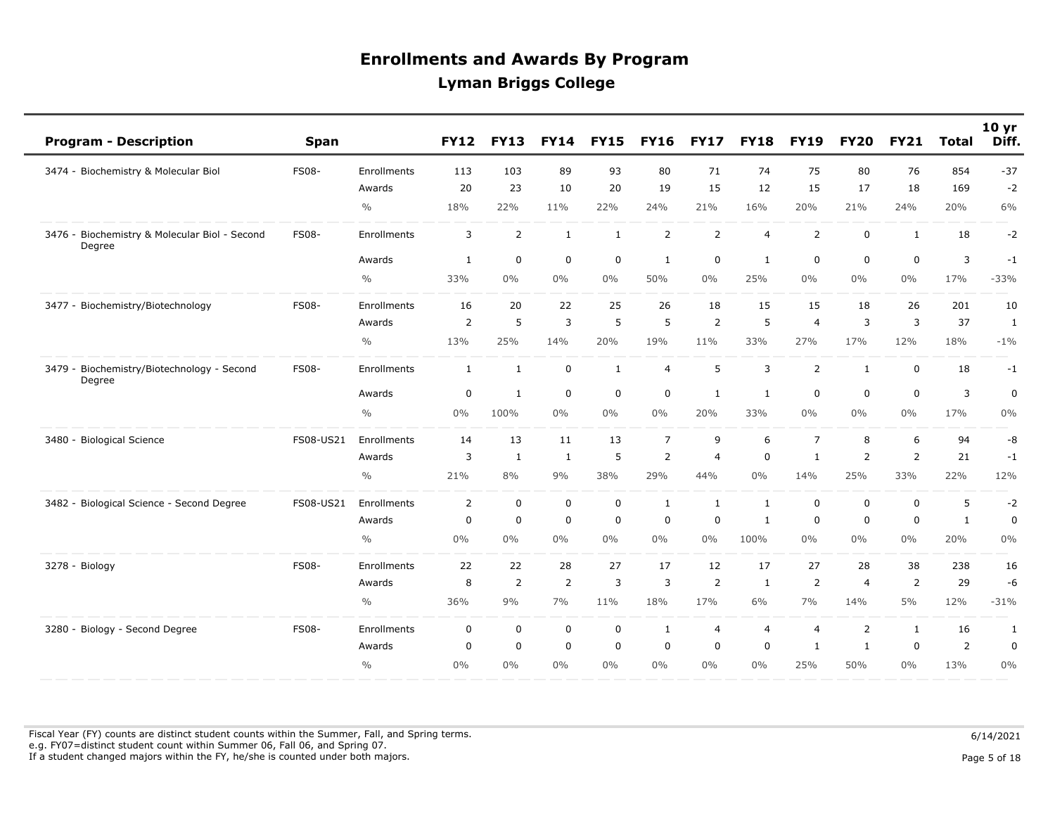# Enrollments and Awards By Program

## Lyman Briggs College

| Program - Description | Span | | FY12 | FY13 | FY14 | FY15 | FY16 | FY17 | FY18 | FY19 | FY20 | FY21 | Total | 10 yr Diff. |
|---|---|---|---|---|---|---|---|---|---|---|---|---|---|---|
| 3474 - Biochemistry & Molecular Biol | FS08- | Enrollments | 113 | 103 | 89 | 93 | 80 | 71 | 74 | 75 | 80 | 76 | 854 | -37 |
| | | Awards | 20 | 23 | 10 | 20 | 19 | 15 | 12 | 15 | 17 | 18 | 169 | -2 |
| | | % | 18% | 22% | 11% | 22% | 24% | 21% | 16% | 20% | 21% | 24% | 20% | 6% |
| 3476 - Biochemistry & Molecular Biol - Second Degree | FS08- | Enrollments | 3 | 2 | 1 | 1 | 2 | 2 | 4 | 2 | 0 | 1 | 18 | -2 |
| | | Awards | 1 | 0 | 0 | 0 | 1 | 0 | 1 | 0 | 0 | 0 | 3 | -1 |
| | | % | 33% | 0% | 0% | 0% | 50% | 0% | 25% | 0% | 0% | 0% | 17% | -33% |
| 3477 - Biochemistry/Biotechnology | FS08- | Enrollments | 16 | 20 | 22 | 25 | 26 | 18 | 15 | 15 | 18 | 26 | 201 | 10 |
| | | Awards | 2 | 5 | 3 | 5 | 5 | 2 | 5 | 4 | 3 | 3 | 37 | 1 |
| | | % | 13% | 25% | 14% | 20% | 19% | 11% | 33% | 27% | 17% | 12% | 18% | -1% |
| 3479 - Biochemistry/Biotechnology - Second Degree | FS08- | Enrollments | 1 | 1 | 0 | 1 | 4 | 5 | 3 | 2 | 1 | 0 | 18 | -1 |
| | | Awards | 0 | 1 | 0 | 0 | 0 | 1 | 1 | 0 | 0 | 0 | 3 | 0 |
| | | % | 0% | 100% | 0% | 0% | 0% | 20% | 33% | 0% | 0% | 0% | 17% | 0% |
| 3480 - Biological Science | FS08-US21 | Enrollments | 14 | 13 | 11 | 13 | 7 | 9 | 6 | 7 | 8 | 6 | 94 | -8 |
| | | Awards | 3 | 1 | 1 | 5 | 2 | 4 | 0 | 1 | 2 | 2 | 21 | -1 |
| | | % | 21% | 8% | 9% | 38% | 29% | 44% | 0% | 14% | 25% | 33% | 22% | 12% |
| 3482 - Biological Science - Second Degree | FS08-US21 | Enrollments | 2 | 0 | 0 | 0 | 1 | 1 | 1 | 0 | 0 | 0 | 5 | -2 |
| | | Awards | 0 | 0 | 0 | 0 | 0 | 0 | 1 | 0 | 0 | 0 | 1 | 0 |
| | | % | 0% | 0% | 0% | 0% | 0% | 0% | 100% | 0% | 0% | 0% | 20% | 0% |
| 3278 - Biology | FS08- | Enrollments | 22 | 22 | 28 | 27 | 17 | 12 | 17 | 27 | 28 | 38 | 238 | 16 |
| | | Awards | 8 | 2 | 2 | 3 | 3 | 2 | 1 | 2 | 4 | 2 | 29 | -6 |
| | | % | 36% | 9% | 7% | 11% | 18% | 17% | 6% | 7% | 14% | 5% | 12% | -31% |
| 3280 - Biology - Second Degree | FS08- | Enrollments | 0 | 0 | 0 | 0 | 1 | 4 | 4 | 4 | 2 | 1 | 16 | 1 |
| | | Awards | 0 | 0 | 0 | 0 | 0 | 0 | 0 | 1 | 1 | 0 | 2 | 0 |
| | | % | 0% | 0% | 0% | 0% | 0% | 0% | 0% | 25% | 50% | 0% | 13% | 0% |

Fiscal Year (FY) counts are distinct student counts within the Summer, Fall, and Spring terms.
e.g. FY07=distinct student count within Summer 06, Fall 06, and Spring 07.
If a student changed majors within the FY, he/she is counted under both majors.

6/14/2021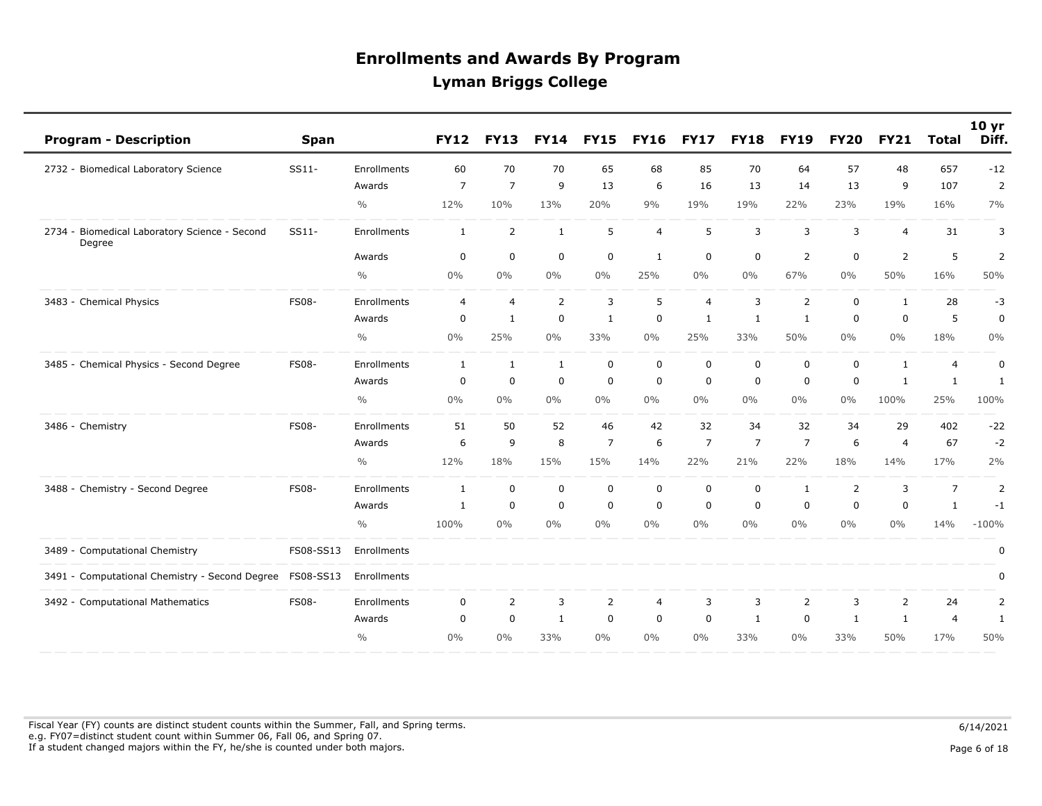# Enrollments and Awards By Program

## Lyman Briggs College

| Program - Description | Span | | FY12 | FY13 | FY14 | FY15 | FY16 | FY17 | FY18 | FY19 | FY20 | FY21 | Total | 10 yr Diff. |
|---|---|---|---|---|---|---|---|---|---|---|---|---|---|---|
| 2732 - Biomedical Laboratory Science | SS11- | Enrollments | 60 | 70 | 70 | 65 | 68 | 85 | 70 | 64 | 57 | 48 | 657 | -12 |
| | | Awards | 7 | 7 | 9 | 13 | 6 | 16 | 13 | 14 | 13 | 9 | 107 | 2 |
| | | % | 12% | 10% | 13% | 20% | 9% | 19% | 19% | 22% | 23% | 19% | 16% | 7% |
| 2734 - Biomedical Laboratory Science - Second Degree | SS11- | Enrollments | 1 | 2 | 1 | 5 | 4 | 5 | 3 | 3 | 3 | 4 | 31 | 3 |
| | | Awards | 0 | 0 | 0 | 0 | 1 | 0 | 0 | 2 | 0 | 2 | 5 | 2 |
| | | % | 0% | 0% | 0% | 0% | 25% | 0% | 0% | 67% | 0% | 50% | 16% | 50% |
| 3483 - Chemical Physics | FS08- | Enrollments | 4 | 4 | 2 | 3 | 5 | 4 | 3 | 2 | 0 | 1 | 28 | -3 |
| | | Awards | 0 | 1 | 0 | 1 | 0 | 1 | 1 | 1 | 0 | 0 | 5 | 0 |
| | | % | 0% | 25% | 0% | 33% | 0% | 25% | 33% | 50% | 0% | 0% | 18% | 0% |
| 3485 - Chemical Physics - Second Degree | FS08- | Enrollments | 1 | 1 | 1 | 0 | 0 | 0 | 0 | 0 | 0 | 1 | 4 | 0 |
| | | Awards | 0 | 0 | 0 | 0 | 0 | 0 | 0 | 0 | 0 | 1 | 1 | 1 |
| | | % | 0% | 0% | 0% | 0% | 0% | 0% | 0% | 0% | 0% | 100% | 25% | 100% |
| 3486 - Chemistry | FS08- | Enrollments | 51 | 50 | 52 | 46 | 42 | 32 | 34 | 32 | 34 | 29 | 402 | -22 |
| | | Awards | 6 | 9 | 8 | 7 | 6 | 7 | 7 | 7 | 6 | 4 | 67 | -2 |
| | | % | 12% | 18% | 15% | 15% | 14% | 22% | 21% | 22% | 18% | 14% | 17% | 2% |
| 3488 - Chemistry - Second Degree | FS08- | Enrollments | 1 | 0 | 0 | 0 | 0 | 0 | 0 | 1 | 2 | 3 | 7 | 2 |
| | | Awards | 1 | 0 | 0 | 0 | 0 | 0 | 0 | 0 | 0 | 0 | 1 | -1 |
| | | % | 100% | 0% | 0% | 0% | 0% | 0% | 0% | 0% | 0% | 0% | 14% | -100% |
| 3489 - Computational Chemistry | FS08-SS13 | Enrollments | | | | | | | | | | | | 0 |
| 3491 - Computational Chemistry - Second Degree | FS08-SS13 | Enrollments | | | | | | | | | | | | 0 |
| 3492 - Computational Mathematics | FS08- | Enrollments | 0 | 2 | 3 | 2 | 4 | 3 | 3 | 2 | 3 | 2 | 24 | 2 |
| | | Awards | 0 | 0 | 1 | 0 | 0 | 0 | 1 | 0 | 1 | 1 | 4 | 1 |
| | | % | 0% | 0% | 33% | 0% | 0% | 0% | 33% | 0% | 33% | 50% | 17% | 50% |

Fiscal Year (FY) counts are distinct student counts within the Summer, Fall, and Spring terms.
e.g. FY07=distinct student count within Summer 06, Fall 06, and Spring 07.
If a student changed majors within the FY, he/she is counted under both majors.

6/14/2021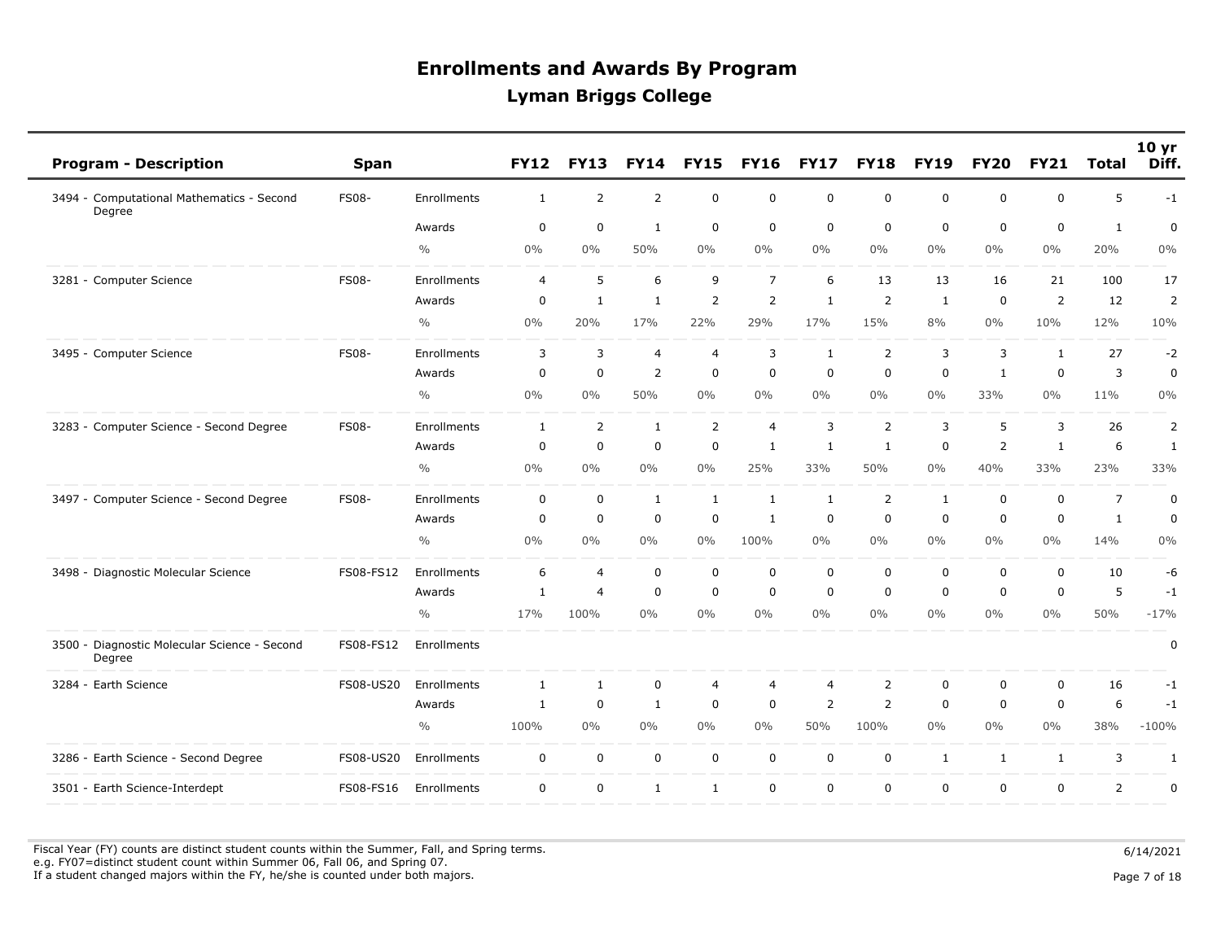# Enrollments and Awards By Program

## Lyman Briggs College

| Program - Description | Span | | FY12 | FY13 | FY14 | FY15 | FY16 | FY17 | FY18 | FY19 | FY20 | FY21 | Total | 10 yr Diff. |
|---|---|---|---|---|---|---|---|---|---|---|---|---|---|---|
| 3494 - Computational Mathematics - Second Degree | FS08- | Enrollments | 1 | 2 | 2 | 0 | 0 | 0 | 0 | 0 | 0 | 0 | 5 | -1 |
| | | Awards | 0 | 0 | 1 | 0 | 0 | 0 | 0 | 0 | 0 | 0 | 1 | 0 |
| | | % | 0% | 0% | 50% | 0% | 0% | 0% | 0% | 0% | 0% | 0% | 20% | 0% |
| 3281 - Computer Science | FS08- | Enrollments | 4 | 5 | 6 | 9 | 7 | 6 | 13 | 13 | 16 | 21 | 100 | 17 |
| | | Awards | 0 | 1 | 1 | 2 | 2 | 1 | 2 | 1 | 0 | 2 | 12 | 2 |
| | | % | 0% | 20% | 17% | 22% | 29% | 17% | 15% | 8% | 0% | 10% | 12% | 10% |
| 3495 - Computer Science | FS08- | Enrollments | 3 | 3 | 4 | 4 | 3 | 1 | 2 | 3 | 3 | 1 | 27 | -2 |
| | | Awards | 0 | 0 | 2 | 0 | 0 | 0 | 0 | 0 | 1 | 0 | 3 | 0 |
| | | % | 0% | 0% | 50% | 0% | 0% | 0% | 0% | 0% | 33% | 0% | 11% | 0% |
| 3283 - Computer Science - Second Degree | FS08- | Enrollments | 1 | 2 | 1 | 2 | 4 | 3 | 2 | 3 | 5 | 3 | 26 | 2 |
| | | Awards | 0 | 0 | 0 | 0 | 1 | 1 | 1 | 0 | 2 | 1 | 6 | 1 |
| | | % | 0% | 0% | 0% | 0% | 25% | 33% | 50% | 0% | 40% | 33% | 23% | 33% |
| 3497 - Computer Science - Second Degree | FS08- | Enrollments | 0 | 0 | 1 | 1 | 1 | 1 | 2 | 1 | 0 | 0 | 7 | 0 |
| | | Awards | 0 | 0 | 0 | 0 | 1 | 0 | 0 | 0 | 0 | 0 | 1 | 0 |
| | | % | 0% | 0% | 0% | 0% | 100% | 0% | 0% | 0% | 0% | 0% | 14% | 0% |
| 3498 - Diagnostic Molecular Science | FS08-FS12 | Enrollments | 6 | 4 | 0 | 0 | 0 | 0 | 0 | 0 | 0 | 0 | 10 | -6 |
| | | Awards | 1 | 4 | 0 | 0 | 0 | 0 | 0 | 0 | 0 | 0 | 5 | -1 |
| | | % | 17% | 100% | 0% | 0% | 0% | 0% | 0% | 0% | 0% | 0% | 50% | -17% |
| 3500 - Diagnostic Molecular Science - Second Degree | FS08-FS12 | Enrollments | | | | | | | | | | | | 0 |
| 3284 - Earth Science | FS08-US20 | Enrollments | 1 | 1 | 0 | 4 | 4 | 4 | 2 | 0 | 0 | 0 | 16 | -1 |
| | | Awards | 1 | 0 | 1 | 0 | 0 | 2 | 2 | 0 | 0 | 0 | 6 | -1 |
| | | % | 100% | 0% | 0% | 0% | 0% | 50% | 100% | 0% | 0% | 0% | 38% | -100% |
| 3286 - Earth Science - Second Degree | FS08-US20 | Enrollments | 0 | 0 | 0 | 0 | 0 | 0 | 0 | 1 | 1 | 1 | 3 | 1 |
| 3501 - Earth Science-Interdept | FS08-FS16 | Enrollments | 0 | 0 | 1 | 1 | 0 | 0 | 0 | 0 | 0 | 0 | 2 | 0 |

Fiscal Year (FY) counts are distinct student counts within the Summer, Fall, and Spring terms.
e.g. FY07=distinct student count within Summer 06, Fall 06, and Spring 07.
If a student changed majors within the FY, he/she is counted under both majors.

6/14/2021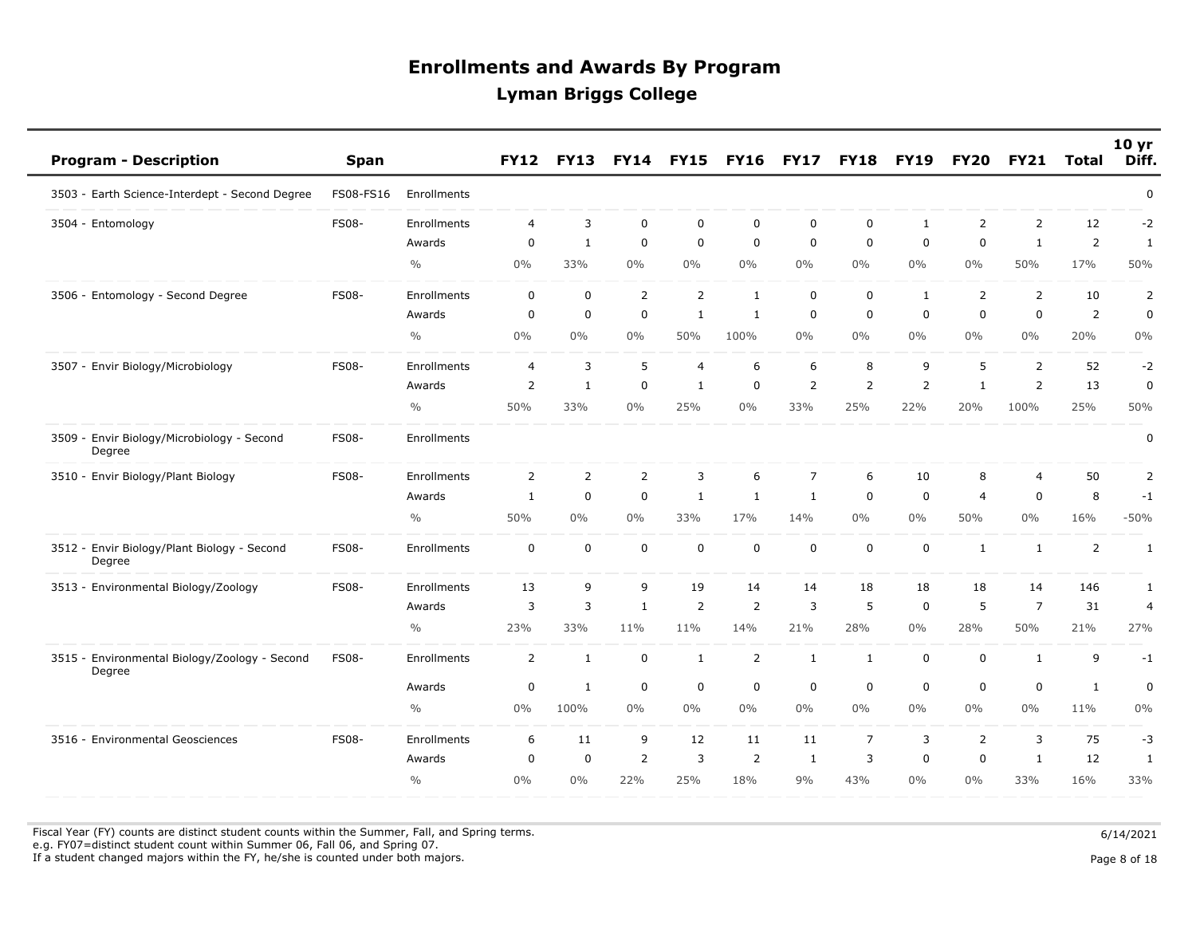# Enrollments and Awards By Program

## Lyman Briggs College

| Program - Description | Span | | FY12 | FY13 | FY14 | FY15 | FY16 | FY17 | FY18 | FY19 | FY20 | FY21 | Total | 10 yr Diff. |
|---|---|---|---|---|---|---|---|---|---|---|---|---|---|---|
| 3503 - Earth Science-Interdept - Second Degree | FS08-FS16 | Enrollments | | | | | | | | | | | | 0 |
| 3504 - Entomology | FS08- | Enrollments | 4 | 3 | 0 | 0 | 0 | 0 | 0 | 1 | 2 | 2 | 12 | -2 |
| | | Awards | 0 | 1 | 0 | 0 | 0 | 0 | 0 | 0 | 0 | 1 | 2 | 1 |
| | | % | 0% | 33% | 0% | 0% | 0% | 0% | 0% | 0% | 0% | 50% | 17% | 50% |
| 3506 - Entomology - Second Degree | FS08- | Enrollments | 0 | 0 | 2 | 2 | 1 | 0 | 0 | 1 | 2 | 2 | 10 | 2 |
| | | Awards | 0 | 0 | 0 | 1 | 1 | 0 | 0 | 0 | 0 | 0 | 2 | 0 |
| | | % | 0% | 0% | 0% | 50% | 100% | 0% | 0% | 0% | 0% | 0% | 20% | 0% |
| 3507 - Envir Biology/Microbiology | FS08- | Enrollments | 4 | 3 | 5 | 4 | 6 | 6 | 8 | 9 | 5 | 2 | 52 | -2 |
| | | Awards | 2 | 1 | 0 | 1 | 0 | 2 | 2 | 2 | 1 | 2 | 13 | 0 |
| | | % | 50% | 33% | 0% | 25% | 0% | 33% | 25% | 22% | 20% | 100% | 25% | 50% |
| 3509 - Envir Biology/Microbiology - Second Degree | FS08- | Enrollments | | | | | | | | | | | | 0 |
| 3510 - Envir Biology/Plant Biology | FS08- | Enrollments | 2 | 2 | 2 | 3 | 6 | 7 | 6 | 10 | 8 | 4 | 50 | 2 |
| | | Awards | 1 | 0 | 0 | 1 | 1 | 1 | 0 | 0 | 4 | 0 | 8 | -1 |
| | | % | 50% | 0% | 0% | 33% | 17% | 14% | 0% | 0% | 50% | 0% | 16% | -50% |
| 3512 - Envir Biology/Plant Biology - Second Degree | FS08- | Enrollments | 0 | 0 | 0 | 0 | 0 | 0 | 0 | 0 | 1 | 1 | 2 | 1 |
| 3513 - Environmental Biology/Zoology | FS08- | Enrollments | 13 | 9 | 9 | 19 | 14 | 14 | 18 | 18 | 18 | 14 | 146 | 1 |
| | | Awards | 3 | 3 | 1 | 2 | 2 | 3 | 5 | 0 | 5 | 7 | 31 | 4 |
| | | % | 23% | 33% | 11% | 11% | 14% | 21% | 28% | 0% | 28% | 50% | 21% | 27% |
| 3515 - Environmental Biology/Zoology - Second Degree | FS08- | Enrollments | 2 | 1 | 0 | 1 | 2 | 1 | 1 | 0 | 0 | 1 | 9 | -1 |
| | | Awards | 0 | 1 | 0 | 0 | 0 | 0 | 0 | 0 | 0 | 0 | 1 | 0 |
| | | % | 0% | 100% | 0% | 0% | 0% | 0% | 0% | 0% | 0% | 0% | 11% | 0% |
| 3516 - Environmental Geosciences | FS08- | Enrollments | 6 | 11 | 9 | 12 | 11 | 11 | 7 | 3 | 2 | 3 | 75 | -3 |
| | | Awards | 0 | 0 | 2 | 3 | 2 | 1 | 3 | 0 | 0 | 1 | 12 | 1 |
| | | % | 0% | 0% | 22% | 25% | 18% | 9% | 43% | 0% | 0% | 33% | 16% | 33% |

Fiscal Year (FY) counts are distinct student counts within the Summer, Fall, and Spring terms.
e.g. FY07=distinct student count within Summer 06, Fall 06, and Spring 07.
If a student changed majors within the FY, he/she is counted under both majors.

6/14/2021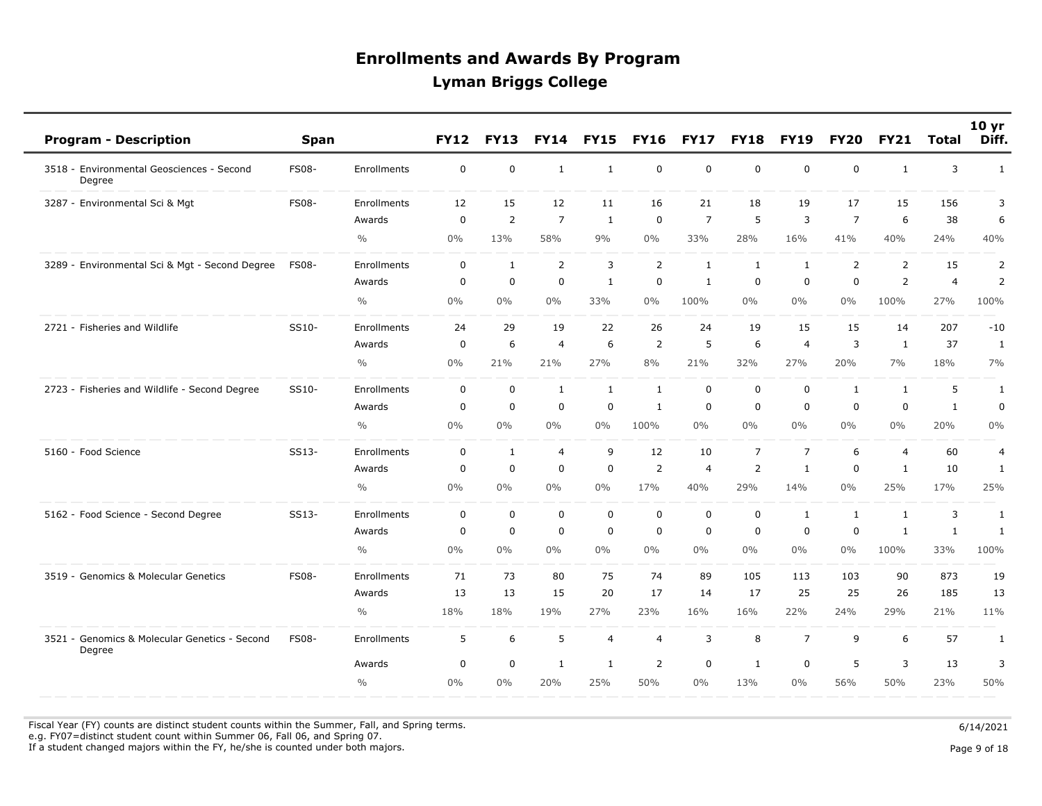# Enrollments and Awards By Program

## Lyman Briggs College

| Program - Description | Span | | FY12 | FY13 | FY14 | FY15 | FY16 | FY17 | FY18 | FY19 | FY20 | FY21 | Total | 10 yr Diff. |
|---|---|---|---|---|---|---|---|---|---|---|---|---|---|---|
| 3518 - Environmental Geosciences - Second Degree | FS08- | Enrollments | 0 | 0 | 1 | 1 | 0 | 0 | 0 | 0 | 0 | 1 | 3 | 1 |
| 3287 - Environmental Sci & Mgt | FS08- | Enrollments | 12 | 15 | 12 | 11 | 16 | 21 | 18 | 19 | 17 | 15 | 156 | 3 |
| | | Awards | 0 | 2 | 7 | 1 | 0 | 7 | 5 | 3 | 7 | 6 | 38 | 6 |
| | | % | 0% | 13% | 58% | 9% | 0% | 33% | 28% | 16% | 41% | 40% | 24% | 40% |
| 3289 - Environmental Sci & Mgt - Second Degree | FS08- | Enrollments | 0 | 1 | 2 | 3 | 2 | 1 | 1 | 1 | 2 | 2 | 15 | 2 |
| | | Awards | 0 | 0 | 0 | 1 | 0 | 1 | 0 | 0 | 0 | 2 | 4 | 2 |
| | | % | 0% | 0% | 0% | 33% | 0% | 100% | 0% | 0% | 0% | 100% | 27% | 100% |
| 2721 - Fisheries and Wildlife | SS10- | Enrollments | 24 | 29 | 19 | 22 | 26 | 24 | 19 | 15 | 15 | 14 | 207 | -10 |
| | | Awards | 0 | 6 | 4 | 6 | 2 | 5 | 6 | 4 | 3 | 1 | 37 | 1 |
| | | % | 0% | 21% | 21% | 27% | 8% | 21% | 32% | 27% | 20% | 7% | 18% | 7% |
| 2723 - Fisheries and Wildlife - Second Degree | SS10- | Enrollments | 0 | 0 | 1 | 1 | 1 | 0 | 0 | 0 | 1 | 1 | 5 | 1 |
| | | Awards | 0 | 0 | 0 | 0 | 1 | 0 | 0 | 0 | 0 | 0 | 1 | 0 |
| | | % | 0% | 0% | 0% | 0% | 100% | 0% | 0% | 0% | 0% | 0% | 20% | 0% |
| 5160 - Food Science | SS13- | Enrollments | 0 | 1 | 4 | 9 | 12 | 10 | 7 | 7 | 6 | 4 | 60 | 4 |
| | | Awards | 0 | 0 | 0 | 0 | 2 | 4 | 2 | 1 | 0 | 1 | 10 | 1 |
| | | % | 0% | 0% | 0% | 0% | 17% | 40% | 29% | 14% | 0% | 25% | 17% | 25% |
| 5162 - Food Science - Second Degree | SS13- | Enrollments | 0 | 0 | 0 | 0 | 0 | 0 | 0 | 1 | 1 | 1 | 3 | 1 |
| | | Awards | 0 | 0 | 0 | 0 | 0 | 0 | 0 | 0 | 0 | 1 | 1 | 1 |
| | | % | 0% | 0% | 0% | 0% | 0% | 0% | 0% | 0% | 0% | 100% | 33% | 100% |
| 3519 - Genomics & Molecular Genetics | FS08- | Enrollments | 71 | 73 | 80 | 75 | 74 | 89 | 105 | 113 | 103 | 90 | 873 | 19 |
| | | Awards | 13 | 13 | 15 | 20 | 17 | 14 | 17 | 25 | 25 | 26 | 185 | 13 |
| | | % | 18% | 18% | 19% | 27% | 23% | 16% | 16% | 22% | 24% | 29% | 21% | 11% |
| 3521 - Genomics & Molecular Genetics - Second Degree | FS08- | Enrollments | 5 | 6 | 5 | 4 | 4 | 3 | 8 | 7 | 9 | 6 | 57 | 1 |
| | | Awards | 0 | 0 | 1 | 1 | 2 | 0 | 1 | 0 | 5 | 3 | 13 | 3 |
| | | % | 0% | 0% | 20% | 25% | 50% | 0% | 13% | 0% | 56% | 50% | 23% | 50% |

Fiscal Year (FY) counts are distinct student counts within the Summer, Fall, and Spring terms.
e.g. FY07=distinct student count within Summer 06, Fall 06, and Spring 07.
If a student changed majors within the FY, he/she is counted under both majors.

6/14/2021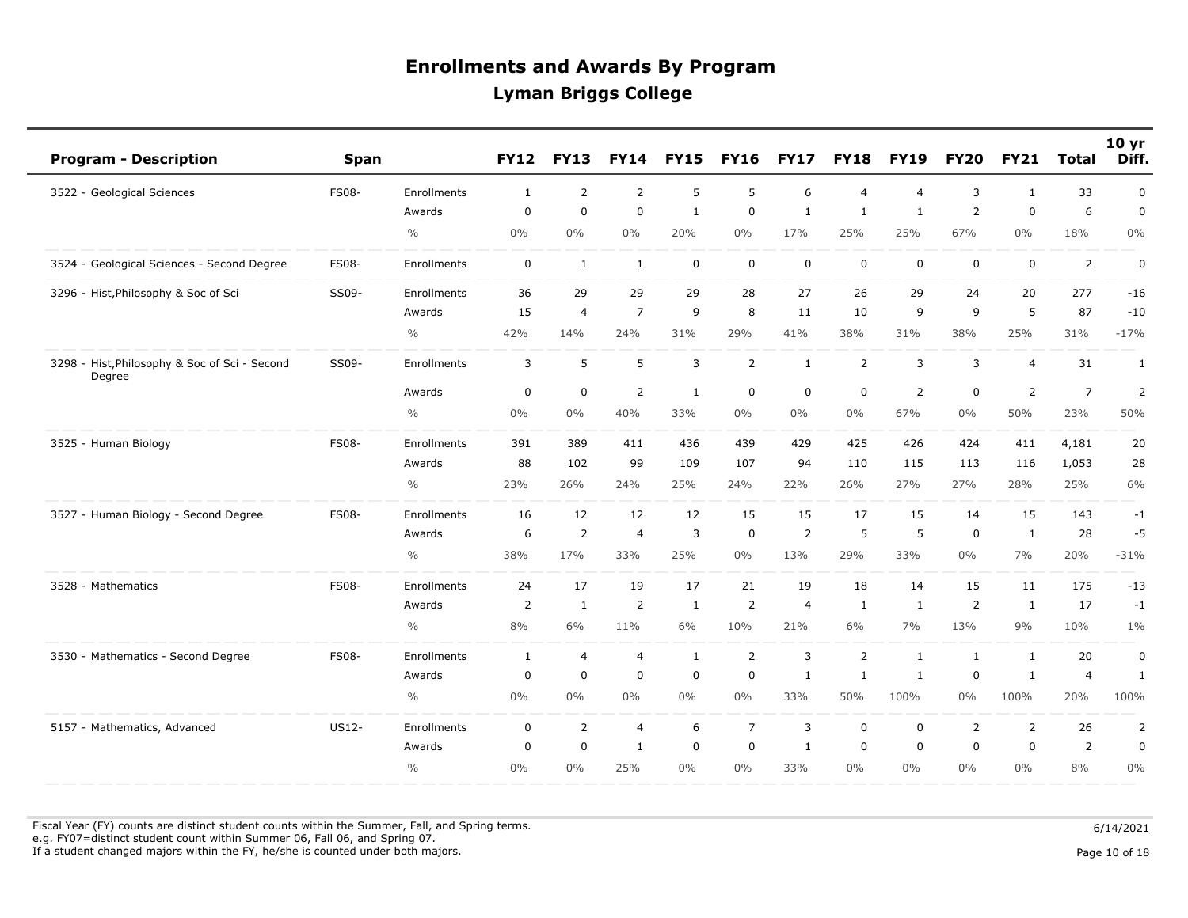# Enrollments and Awards By Program

## Lyman Briggs College

| Program - Description | Span | | FY12 | FY13 | FY14 | FY15 | FY16 | FY17 | FY18 | FY19 | FY20 | FY21 | Total | 10 yr Diff. |
|---|---|---|---|---|---|---|---|---|---|---|---|---|---|---|
| 3522 - Geological Sciences | FS08- | Enrollments | 1 | 2 | 2 | 5 | 5 | 6 | 4 | 4 | 3 | 1 | 33 | 0 |
| | | Awards | 0 | 0 | 0 | 1 | 0 | 1 | 1 | 1 | 2 | 0 | 6 | 0 |
| | | % | 0% | 0% | 0% | 20% | 0% | 17% | 25% | 25% | 67% | 0% | 18% | 0% |
| 3524 - Geological Sciences - Second Degree | FS08- | Enrollments | 0 | 1 | 1 | 0 | 0 | 0 | 0 | 0 | 0 | 0 | 2 | 0 |
| 3296 - Hist,Philosophy & Soc of Sci | SS09- | Enrollments | 36 | 29 | 29 | 29 | 28 | 27 | 26 | 29 | 24 | 20 | 277 | -16 |
| | | Awards | 15 | 4 | 7 | 9 | 8 | 11 | 10 | 9 | 9 | 5 | 87 | -10 |
| | | % | 42% | 14% | 24% | 31% | 29% | 41% | 38% | 31% | 38% | 25% | 31% | -17% |
| 3298 - Hist,Philosophy & Soc of Sci - Second Degree | SS09- | Enrollments | 3 | 5 | 5 | 3 | 2 | 1 | 2 | 3 | 3 | 4 | 31 | 1 |
| | | Awards | 0 | 0 | 2 | 1 | 0 | 0 | 0 | 2 | 0 | 2 | 7 | 2 |
| | | % | 0% | 0% | 40% | 33% | 0% | 0% | 0% | 67% | 0% | 50% | 23% | 50% |
| 3525 - Human Biology | FS08- | Enrollments | 391 | 389 | 411 | 436 | 439 | 429 | 425 | 426 | 424 | 411 | 4,181 | 20 |
| | | Awards | 88 | 102 | 99 | 109 | 107 | 94 | 110 | 115 | 113 | 116 | 1,053 | 28 |
| | | % | 23% | 26% | 24% | 25% | 24% | 22% | 26% | 27% | 27% | 28% | 25% | 6% |
| 3527 - Human Biology - Second Degree | FS08- | Enrollments | 16 | 12 | 12 | 12 | 15 | 15 | 17 | 15 | 14 | 15 | 143 | -1 |
| | | Awards | 6 | 2 | 4 | 3 | 0 | 2 | 5 | 5 | 0 | 1 | 28 | -5 |
| | | % | 38% | 17% | 33% | 25% | 0% | 13% | 29% | 33% | 0% | 7% | 20% | -31% |
| 3528 - Mathematics | FS08- | Enrollments | 24 | 17 | 19 | 17 | 21 | 19 | 18 | 14 | 15 | 11 | 175 | -13 |
| | | Awards | 2 | 1 | 2 | 1 | 2 | 4 | 1 | 1 | 2 | 1 | 17 | -1 |
| | | % | 8% | 6% | 11% | 6% | 10% | 21% | 6% | 7% | 13% | 9% | 10% | 1% |
| 3530 - Mathematics - Second Degree | FS08- | Enrollments | 1 | 4 | 4 | 1 | 2 | 3 | 2 | 1 | 1 | 1 | 20 | 0 |
| | | Awards | 0 | 0 | 0 | 0 | 0 | 1 | 1 | 1 | 0 | 1 | 4 | 1 |
| | | % | 0% | 0% | 0% | 0% | 0% | 33% | 50% | 100% | 0% | 100% | 20% | 100% |
| 5157 - Mathematics, Advanced | US12- | Enrollments | 0 | 2 | 4 | 6 | 7 | 3 | 0 | 0 | 2 | 2 | 26 | 2 |
| | | Awards | 0 | 0 | 1 | 0 | 0 | 1 | 0 | 0 | 0 | 0 | 2 | 0 |
| | | % | 0% | 0% | 25% | 0% | 0% | 33% | 0% | 0% | 0% | 0% | 8% | 0% |

Fiscal Year (FY) counts are distinct student counts within the Summer, Fall, and Spring terms.
e.g. FY07=distinct student count within Summer 06, Fall 06, and Spring 07.
If a student changed majors within the FY, he/she is counted under both majors.

6/14/2021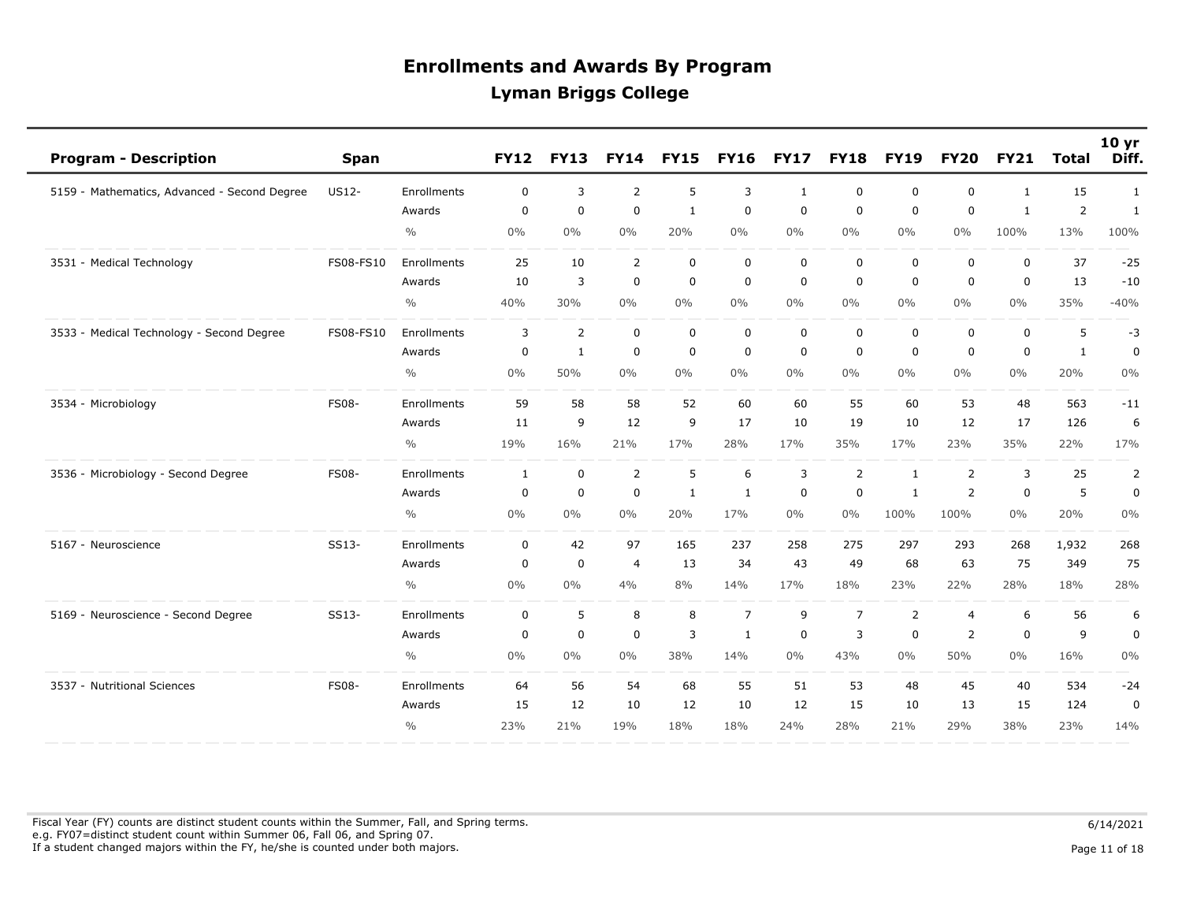# Enrollments and Awards By Program

## Lyman Briggs College

| Program - Description | Span | | FY12 | FY13 | FY14 | FY15 | FY16 | FY17 | FY18 | FY19 | FY20 | FY21 | Total | 10 yr Diff. |
|---|---|---|---|---|---|---|---|---|---|---|---|---|---|---|
| 5159 - Mathematics, Advanced - Second Degree | US12- | Enrollments | 0 | 3 | 2 | 5 | 3 | 1 | 0 | 0 | 0 | 1 | 15 | 1 |
| | | Awards | 0 | 0 | 0 | 1 | 0 | 0 | 0 | 0 | 0 | 1 | 2 | 1 |
| | | % | 0% | 0% | 0% | 20% | 0% | 0% | 0% | 0% | 0% | 100% | 13% | 100% |
| 3531 - Medical Technology | FS08-FS10 | Enrollments | 25 | 10 | 2 | 0 | 0 | 0 | 0 | 0 | 0 | 0 | 37 | -25 |
| | | Awards | 10 | 3 | 0 | 0 | 0 | 0 | 0 | 0 | 0 | 0 | 13 | -10 |
| | | % | 40% | 30% | 0% | 0% | 0% | 0% | 0% | 0% | 0% | 0% | 35% | -40% |
| 3533 - Medical Technology - Second Degree | FS08-FS10 | Enrollments | 3 | 2 | 0 | 0 | 0 | 0 | 0 | 0 | 0 | 0 | 5 | -3 |
| | | Awards | 0 | 1 | 0 | 0 | 0 | 0 | 0 | 0 | 0 | 0 | 1 | 0 |
| | | % | 0% | 50% | 0% | 0% | 0% | 0% | 0% | 0% | 0% | 0% | 20% | 0% |
| 3534 - Microbiology | FS08- | Enrollments | 59 | 58 | 58 | 52 | 60 | 60 | 55 | 60 | 53 | 48 | 563 | -11 |
| | | Awards | 11 | 9 | 12 | 9 | 17 | 10 | 19 | 10 | 12 | 17 | 126 | 6 |
| | | % | 19% | 16% | 21% | 17% | 28% | 17% | 35% | 17% | 23% | 35% | 22% | 17% |
| 3536 - Microbiology - Second Degree | FS08- | Enrollments | 1 | 0 | 2 | 5 | 6 | 3 | 2 | 1 | 2 | 3 | 25 | 2 |
| | | Awards | 0 | 0 | 0 | 1 | 1 | 0 | 0 | 1 | 2 | 0 | 5 | 0 |
| | | % | 0% | 0% | 0% | 20% | 17% | 0% | 0% | 100% | 100% | 0% | 20% | 0% |
| 5167 - Neuroscience | SS13- | Enrollments | 0 | 42 | 97 | 165 | 237 | 258 | 275 | 297 | 293 | 268 | 1,932 | 268 |
| | | Awards | 0 | 0 | 4 | 13 | 34 | 43 | 49 | 68 | 63 | 75 | 349 | 75 |
| | | % | 0% | 0% | 4% | 8% | 14% | 17% | 18% | 23% | 22% | 28% | 18% | 28% |
| 5169 - Neuroscience - Second Degree | SS13- | Enrollments | 0 | 5 | 8 | 8 | 7 | 9 | 7 | 2 | 4 | 6 | 56 | 6 |
| | | Awards | 0 | 0 | 0 | 3 | 1 | 0 | 3 | 0 | 2 | 0 | 9 | 0 |
| | | % | 0% | 0% | 0% | 38% | 14% | 0% | 43% | 0% | 50% | 0% | 16% | 0% |
| 3537 - Nutritional Sciences | FS08- | Enrollments | 64 | 56 | 54 | 68 | 55 | 51 | 53 | 48 | 45 | 40 | 534 | -24 |
| | | Awards | 15 | 12 | 10 | 12 | 10 | 12 | 15 | 10 | 13 | 15 | 124 | 0 |
| | | % | 23% | 21% | 19% | 18% | 18% | 24% | 28% | 21% | 29% | 38% | 23% | 14% |

Fiscal Year (FY) counts are distinct student counts within the Summer, Fall, and Spring terms.
e.g. FY07=distinct student count within Summer 06, Fall 06, and Spring 07.
If a student changed majors within the FY, he/she is counted under both majors.

6/14/2021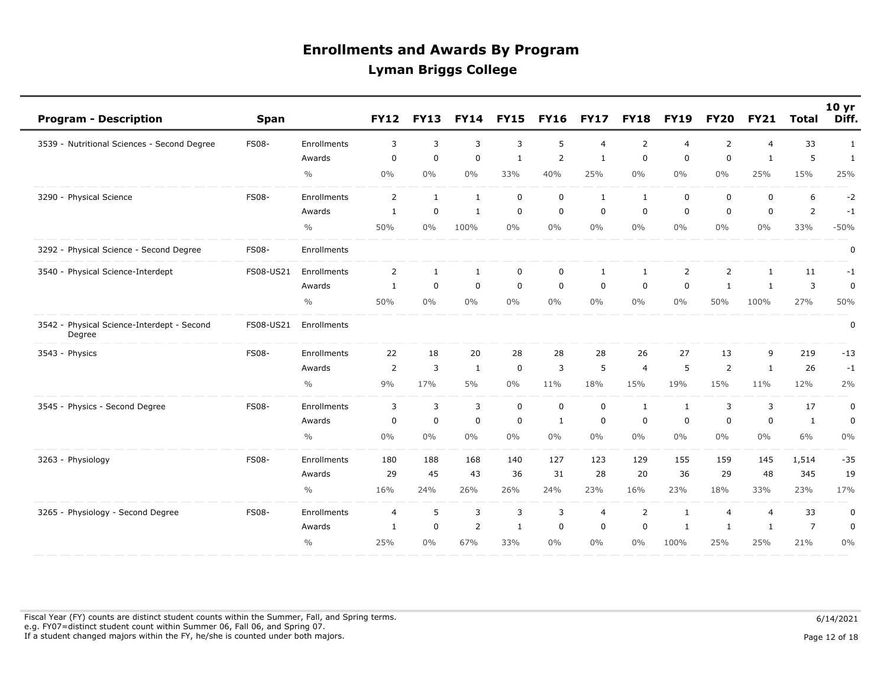# Enrollments and Awards By Program

## Lyman Briggs College

| Program - Description | Span | | FY12 | FY13 | FY14 | FY15 | FY16 | FY17 | FY18 | FY19 | FY20 | FY21 | Total | 10 yr Diff. |
|---|---|---|---|---|---|---|---|---|---|---|---|---|---|---|
| 3539 - Nutritional Sciences - Second Degree | FS08- | Enrollments | 3 | 3 | 3 | 3 | 5 | 4 | 2 | 4 | 2 | 4 | 33 | 1 |
| | | Awards | 0 | 0 | 0 | 1 | 2 | 1 | 0 | 0 | 0 | 1 | 5 | 1 |
| | | % | 0% | 0% | 0% | 33% | 40% | 25% | 0% | 0% | 0% | 25% | 15% | 25% |
| 3290 - Physical Science | FS08- | Enrollments | 2 | 1 | 1 | 0 | 0 | 1 | 1 | 0 | 0 | 0 | 6 | -2 |
| | | Awards | 1 | 0 | 1 | 0 | 0 | 0 | 0 | 0 | 0 | 0 | 2 | -1 |
| | | % | 50% | 0% | 100% | 0% | 0% | 0% | 0% | 0% | 0% | 0% | 33% | -50% |
| 3292 - Physical Science - Second Degree | FS08- | Enrollments | | | | | | | | | | | | 0 |
| 3540 - Physical Science-Interdept | FS08-US21 | Enrollments | 2 | 1 | 1 | 0 | 0 | 1 | 1 | 2 | 2 | 1 | 11 | -1 |
| | | Awards | 1 | 0 | 0 | 0 | 0 | 0 | 0 | 0 | 1 | 1 | 3 | 0 |
| | | % | 50% | 0% | 0% | 0% | 0% | 0% | 0% | 0% | 50% | 100% | 27% | 50% |
| 3542 - Physical Science-Interdept - Second Degree | FS08-US21 | Enrollments | | | | | | | | | | | | 0 |
| 3543 - Physics | FS08- | Enrollments | 22 | 18 | 20 | 28 | 28 | 28 | 26 | 27 | 13 | 9 | 219 | -13 |
| | | Awards | 2 | 3 | 1 | 0 | 3 | 5 | 4 | 5 | 2 | 1 | 26 | -1 |
| | | % | 9% | 17% | 5% | 0% | 11% | 18% | 15% | 19% | 15% | 11% | 12% | 2% |
| 3545 - Physics - Second Degree | FS08- | Enrollments | 3 | 3 | 3 | 0 | 0 | 0 | 1 | 1 | 3 | 3 | 17 | 0 |
| | | Awards | 0 | 0 | 0 | 0 | 1 | 0 | 0 | 0 | 0 | 0 | 1 | 0 |
| | | % | 0% | 0% | 0% | 0% | 0% | 0% | 0% | 0% | 0% | 0% | 6% | 0% |
| 3263 - Physiology | FS08- | Enrollments | 180 | 188 | 168 | 140 | 127 | 123 | 129 | 155 | 159 | 145 | 1,514 | -35 |
| | | Awards | 29 | 45 | 43 | 36 | 31 | 28 | 20 | 36 | 29 | 48 | 345 | 19 |
| | | % | 16% | 24% | 26% | 26% | 24% | 23% | 16% | 23% | 18% | 33% | 23% | 17% |
| 3265 - Physiology - Second Degree | FS08- | Enrollments | 4 | 5 | 3 | 3 | 3 | 4 | 2 | 1 | 4 | 4 | 33 | 0 |
| | | Awards | 1 | 0 | 2 | 1 | 0 | 0 | 0 | 1 | 1 | 1 | 7 | 0 |
| | | % | 25% | 0% | 67% | 33% | 0% | 0% | 0% | 100% | 25% | 25% | 21% | 0% |

Fiscal Year (FY) counts are distinct student counts within the Summer, Fall, and Spring terms.
e.g. FY07=distinct student count within Summer 06, Fall 06, and Spring 07.
If a student changed majors within the FY, he/she is counted under both majors.

6/14/2021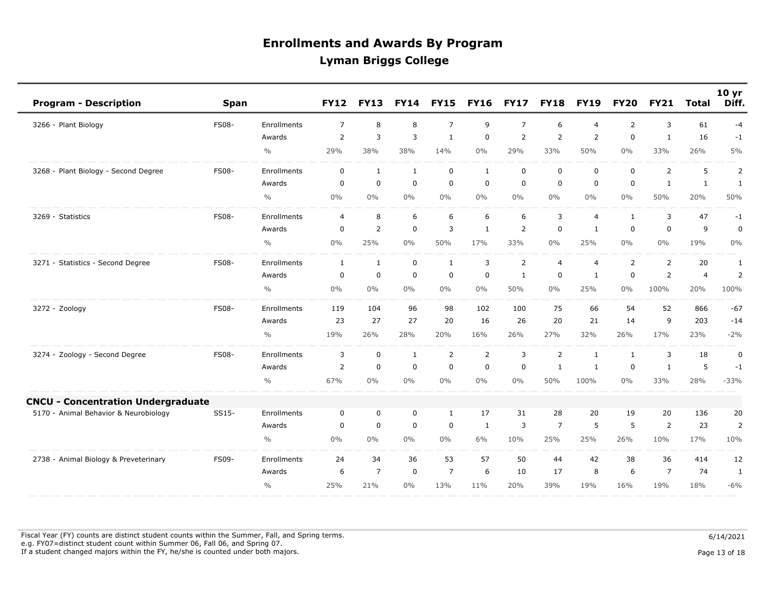# Enrollments and Awards By Program

## Lyman Briggs College

| Program - Description | Span | | FY12 | FY13 | FY14 | FY15 | FY16 | FY17 | FY18 | FY19 | FY20 | FY21 | Total | 10 yr Diff. |
|---|---|---|---|---|---|---|---|---|---|---|---|---|---|---|
| 3266 - Plant Biology | FS08- | Enrollments | 7 | 8 | 8 | 7 | 9 | 7 | 6 | 4 | 2 | 3 | 61 | -4 |
| | | Awards | 2 | 3 | 3 | 1 | 0 | 2 | 2 | 2 | 0 | 1 | 16 | -1 |
| | | % | 29% | 38% | 38% | 14% | 0% | 29% | 33% | 50% | 0% | 33% | 26% | 5% |
| 3268 - Plant Biology - Second Degree | FS08- | Enrollments | 0 | 1 | 1 | 0 | 1 | 0 | 0 | 0 | 0 | 2 | 5 | 2 |
| | | Awards | 0 | 0 | 0 | 0 | 0 | 0 | 0 | 0 | 0 | 1 | 1 | 1 |
| | | % | 0% | 0% | 0% | 0% | 0% | 0% | 0% | 0% | 0% | 50% | 20% | 50% |
| 3269 - Statistics | FS08- | Enrollments | 4 | 8 | 6 | 6 | 6 | 6 | 3 | 4 | 1 | 3 | 47 | -1 |
| | | Awards | 0 | 2 | 0 | 3 | 1 | 2 | 0 | 1 | 0 | 0 | 9 | 0 |
| | | % | 0% | 25% | 0% | 50% | 17% | 33% | 0% | 25% | 0% | 0% | 19% | 0% |
| 3271 - Statistics - Second Degree | FS08- | Enrollments | 1 | 1 | 0 | 1 | 3 | 2 | 4 | 4 | 2 | 2 | 20 | 1 |
| | | Awards | 0 | 0 | 0 | 0 | 0 | 1 | 0 | 1 | 0 | 2 | 4 | 2 |
| | | % | 0% | 0% | 0% | 0% | 0% | 50% | 0% | 25% | 0% | 100% | 20% | 100% |
| 3272 - Zoology | FS08- | Enrollments | 119 | 104 | 96 | 98 | 102 | 100 | 75 | 66 | 54 | 52 | 866 | -67 |
| | | Awards | 23 | 27 | 27 | 20 | 16 | 26 | 20 | 21 | 14 | 9 | 203 | -14 |
| | | % | 19% | 26% | 28% | 20% | 16% | 26% | 27% | 32% | 26% | 17% | 23% | -2% |
| 3274 - Zoology - Second Degree | FS08- | Enrollments | 3 | 0 | 1 | 2 | 2 | 3 | 2 | 1 | 1 | 3 | 18 | 0 |
| | | Awards | 2 | 0 | 0 | 0 | 0 | 0 | 1 | 1 | 0 | 1 | 5 | -1 |
| | | % | 67% | 0% | 0% | 0% | 0% | 0% | 50% | 100% | 0% | 33% | 28% | -33% |
| **CNCU - Concentration Undergraduate** | | | | | | | | | | | | | | |
| 5170 - Animal Behavior & Neurobiology | SS15- | Enrollments | 0 | 0 | 0 | 1 | 17 | 31 | 28 | 20 | 19 | 20 | 136 | 20 |
| | | Awards | 0 | 0 | 0 | 0 | 1 | 3 | 7 | 5 | 5 | 2 | 23 | 2 |
| | | % | 0% | 0% | 0% | 0% | 6% | 10% | 25% | 25% | 26% | 10% | 17% | 10% |
| 2738 - Animal Biology & Preveterinary | FS09- | Enrollments | 24 | 34 | 36 | 53 | 57 | 50 | 44 | 42 | 38 | 36 | 414 | 12 |
| | | Awards | 6 | 7 | 0 | 7 | 6 | 10 | 17 | 8 | 6 | 7 | 74 | 1 |
| | | % | 25% | 21% | 0% | 13% | 11% | 20% | 39% | 19% | 16% | 19% | 18% | -6% |

Fiscal Year (FY) counts are distinct student counts within the Summer, Fall, and Spring terms.
e.g. FY07=distinct student count within Summer 06, Fall 06, and Spring 07.
If a student changed majors within the FY, he/she is counted under both majors.

6/14/2021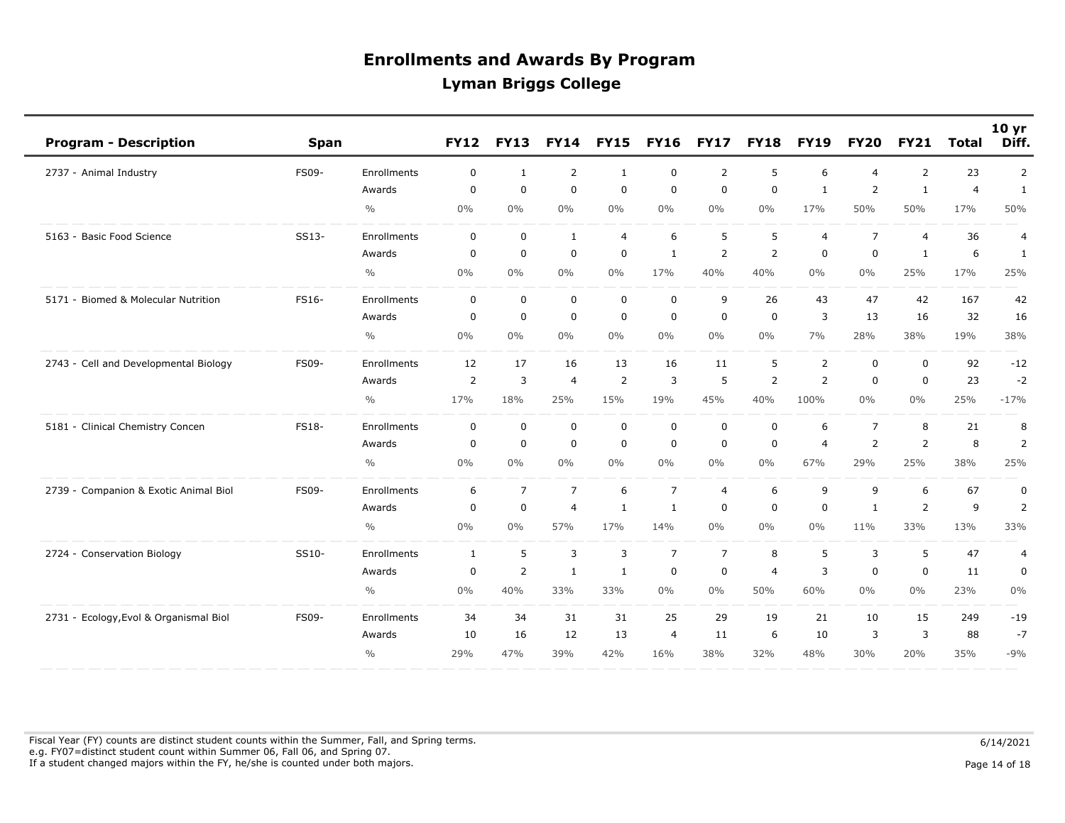# Enrollments and Awards By Program

## Lyman Briggs College

| Program - Description | Span | | FY12 | FY13 | FY14 | FY15 | FY16 | FY17 | FY18 | FY19 | FY20 | FY21 | Total | 10 yr Diff. |
|---|---|---|---|---|---|---|---|---|---|---|---|---|---|---|
| 2737 - Animal Industry | FS09- | Enrollments | 0 | 1 | 2 | 1 | 0 | 2 | 5 | 6 | 4 | 2 | 23 | 2 |
| | | Awards | 0 | 0 | 0 | 0 | 0 | 0 | 0 | 1 | 2 | 1 | 4 | 1 |
| | | % | 0% | 0% | 0% | 0% | 0% | 0% | 0% | 17% | 50% | 50% | 17% | 50% |
| 5163 - Basic Food Science | SS13- | Enrollments | 0 | 0 | 1 | 4 | 6 | 5 | 5 | 4 | 7 | 4 | 36 | 4 |
| | | Awards | 0 | 0 | 0 | 0 | 1 | 2 | 2 | 0 | 0 | 1 | 6 | 1 |
| | | % | 0% | 0% | 0% | 0% | 17% | 40% | 40% | 0% | 0% | 25% | 17% | 25% |
| 5171 - Biomed & Molecular Nutrition | FS16- | Enrollments | 0 | 0 | 0 | 0 | 0 | 9 | 26 | 43 | 47 | 42 | 167 | 42 |
| | | Awards | 0 | 0 | 0 | 0 | 0 | 0 | 0 | 3 | 13 | 16 | 32 | 16 |
| | | % | 0% | 0% | 0% | 0% | 0% | 0% | 0% | 7% | 28% | 38% | 19% | 38% |
| 2743 - Cell and Developmental Biology | FS09- | Enrollments | 12 | 17 | 16 | 13 | 16 | 11 | 5 | 2 | 0 | 0 | 92 | -12 |
| | | Awards | 2 | 3 | 4 | 2 | 3 | 5 | 2 | 2 | 0 | 0 | 23 | -2 |
| | | % | 17% | 18% | 25% | 15% | 19% | 45% | 40% | 100% | 0% | 0% | 25% | -17% |
| 5181 - Clinical Chemistry Concen | FS18- | Enrollments | 0 | 0 | 0 | 0 | 0 | 0 | 0 | 6 | 7 | 8 | 21 | 8 |
| | | Awards | 0 | 0 | 0 | 0 | 0 | 0 | 0 | 4 | 2 | 2 | 8 | 2 |
| | | % | 0% | 0% | 0% | 0% | 0% | 0% | 0% | 67% | 29% | 25% | 38% | 25% |
| 2739 - Companion & Exotic Animal Biol | FS09- | Enrollments | 6 | 7 | 7 | 6 | 7 | 4 | 6 | 9 | 9 | 6 | 67 | 0 |
| | | Awards | 0 | 0 | 4 | 1 | 1 | 0 | 0 | 0 | 1 | 2 | 9 | 2 |
| | | % | 0% | 0% | 57% | 17% | 14% | 0% | 0% | 0% | 11% | 33% | 13% | 33% |
| 2724 - Conservation Biology | SS10- | Enrollments | 1 | 5 | 3 | 3 | 7 | 7 | 8 | 5 | 3 | 5 | 47 | 4 |
| | | Awards | 0 | 2 | 1 | 1 | 0 | 0 | 4 | 3 | 0 | 0 | 11 | 0 |
| | | % | 0% | 40% | 33% | 33% | 0% | 0% | 50% | 60% | 0% | 0% | 23% | 0% |
| 2731 - Ecology,Evol & Organismal Biol | FS09- | Enrollments | 34 | 34 | 31 | 31 | 25 | 29 | 19 | 21 | 10 | 15 | 249 | -19 |
| | | Awards | 10 | 16 | 12 | 13 | 4 | 11 | 6 | 10 | 3 | 3 | 88 | -7 |
| | | % | 29% | 47% | 39% | 42% | 16% | 38% | 32% | 48% | 30% | 20% | 35% | -9% |

Fiscal Year (FY) counts are distinct student counts within the Summer, Fall, and Spring terms.
e.g. FY07=distinct student count within Summer 06, Fall 06, and Spring 07.
If a student changed majors within the FY, he/she is counted under both majors.

6/14/2021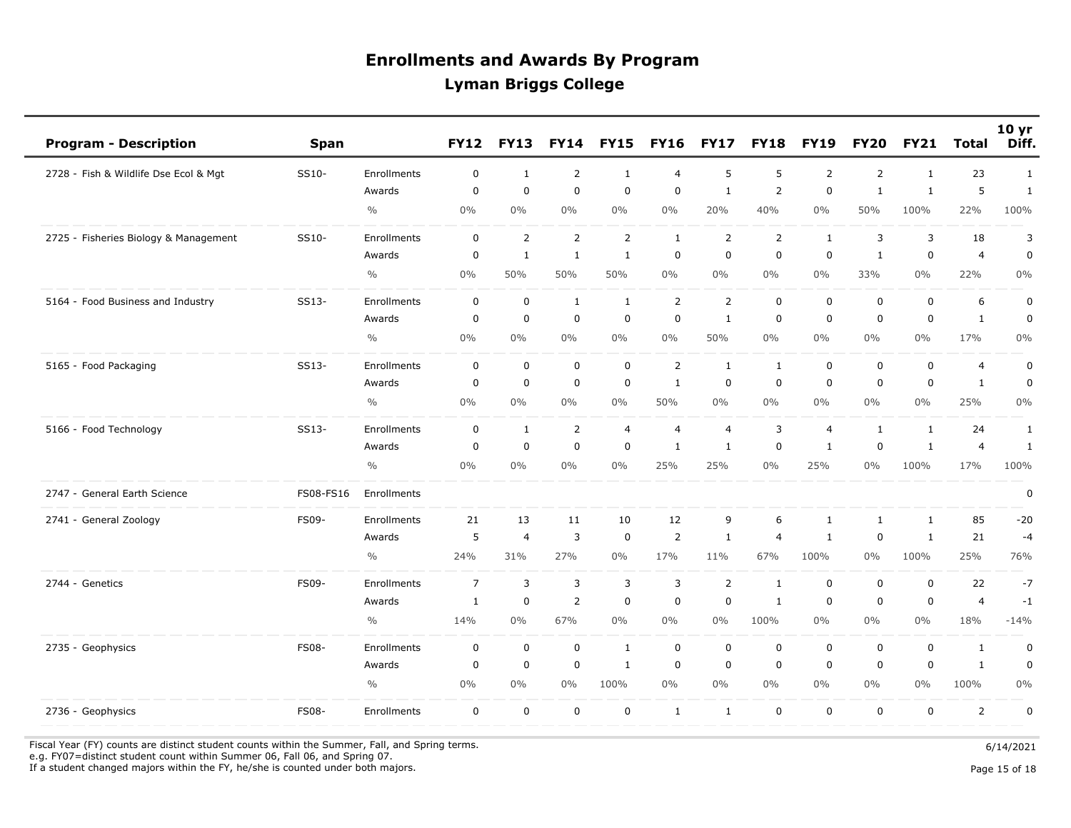# Enrollments and Awards By Program

## Lyman Briggs College

| Program - Description | Span | | FY12 | FY13 | FY14 | FY15 | FY16 | FY17 | FY18 | FY19 | FY20 | FY21 | Total | 10 yr Diff. |
|---|---|---|---|---|---|---|---|---|---|---|---|---|---|---|
| 2728 - Fish & Wildlife Dse Ecol & Mgt | SS10- | Enrollments | 0 | 1 | 2 | 1 | 4 | 5 | 5 | 2 | 2 | 1 | 23 | 1 |
| | | Awards | 0 | 0 | 0 | 0 | 0 | 1 | 2 | 0 | 1 | 1 | 5 | 1 |
| | | % | 0% | 0% | 0% | 0% | 0% | 20% | 40% | 0% | 50% | 100% | 22% | 100% |
| 2725 - Fisheries Biology & Management | SS10- | Enrollments | 0 | 2 | 2 | 2 | 1 | 2 | 2 | 1 | 3 | 3 | 18 | 3 |
| | | Awards | 0 | 1 | 1 | 1 | 0 | 0 | 0 | 0 | 1 | 0 | 4 | 0 |
| | | % | 0% | 50% | 50% | 50% | 0% | 0% | 0% | 0% | 33% | 0% | 22% | 0% |
| 5164 - Food Business and Industry | SS13- | Enrollments | 0 | 0 | 1 | 1 | 2 | 2 | 0 | 0 | 0 | 0 | 6 | 0 |
| | | Awards | 0 | 0 | 0 | 0 | 0 | 1 | 0 | 0 | 0 | 0 | 1 | 0 |
| | | % | 0% | 0% | 0% | 0% | 0% | 50% | 0% | 0% | 0% | 0% | 17% | 0% |
| 5165 - Food Packaging | SS13- | Enrollments | 0 | 0 | 0 | 0 | 2 | 1 | 1 | 0 | 0 | 0 | 4 | 0 |
| | | Awards | 0 | 0 | 0 | 0 | 1 | 0 | 0 | 0 | 0 | 0 | 1 | 0 |
| | | % | 0% | 0% | 0% | 0% | 50% | 0% | 0% | 0% | 0% | 0% | 25% | 0% |
| 5166 - Food Technology | SS13- | Enrollments | 0 | 1 | 2 | 4 | 4 | 4 | 3 | 4 | 1 | 1 | 24 | 1 |
| | | Awards | 0 | 0 | 0 | 0 | 1 | 1 | 0 | 1 | 0 | 1 | 4 | 1 |
| | | % | 0% | 0% | 0% | 0% | 25% | 25% | 0% | 25% | 0% | 100% | 17% | 100% |
| 2747 - General Earth Science | FS08-FS16 | Enrollments | | | | | | | | | | | | 0 |
| 2741 - General Zoology | FS09- | Enrollments | 21 | 13 | 11 | 10 | 12 | 9 | 6 | 1 | 1 | 1 | 85 | -20 |
| | | Awards | 5 | 4 | 3 | 0 | 2 | 1 | 4 | 1 | 0 | 1 | 21 | -4 |
| | | % | 24% | 31% | 27% | 0% | 17% | 11% | 67% | 100% | 0% | 100% | 25% | 76% |
| 2744 - Genetics | FS09- | Enrollments | 7 | 3 | 3 | 3 | 3 | 2 | 1 | 0 | 0 | 0 | 22 | -7 |
| | | Awards | 1 | 0 | 2 | 0 | 0 | 0 | 1 | 0 | 0 | 0 | 4 | -1 |
| | | % | 14% | 0% | 67% | 0% | 0% | 0% | 100% | 0% | 0% | 0% | 18% | -14% |
| 2735 - Geophysics | FS08- | Enrollments | 0 | 0 | 0 | 1 | 0 | 0 | 0 | 0 | 0 | 0 | 1 | 0 |
| | | Awards | 0 | 0 | 0 | 1 | 0 | 0 | 0 | 0 | 0 | 0 | 1 | 0 |
| | | % | 0% | 0% | 0% | 100% | 0% | 0% | 0% | 0% | 0% | 0% | 100% | 0% |
| 2736 - Geophysics | FS08- | Enrollments | 0 | 0 | 0 | 0 | 1 | 1 | 0 | 0 | 0 | 0 | 2 | 0 |

Fiscal Year (FY) counts are distinct student counts within the Summer, Fall, and Spring terms.
e.g. FY07=distinct student count within Summer 06, Fall 06, and Spring 07.
If a student changed majors within the FY, he/she is counted under both majors.

6/14/2021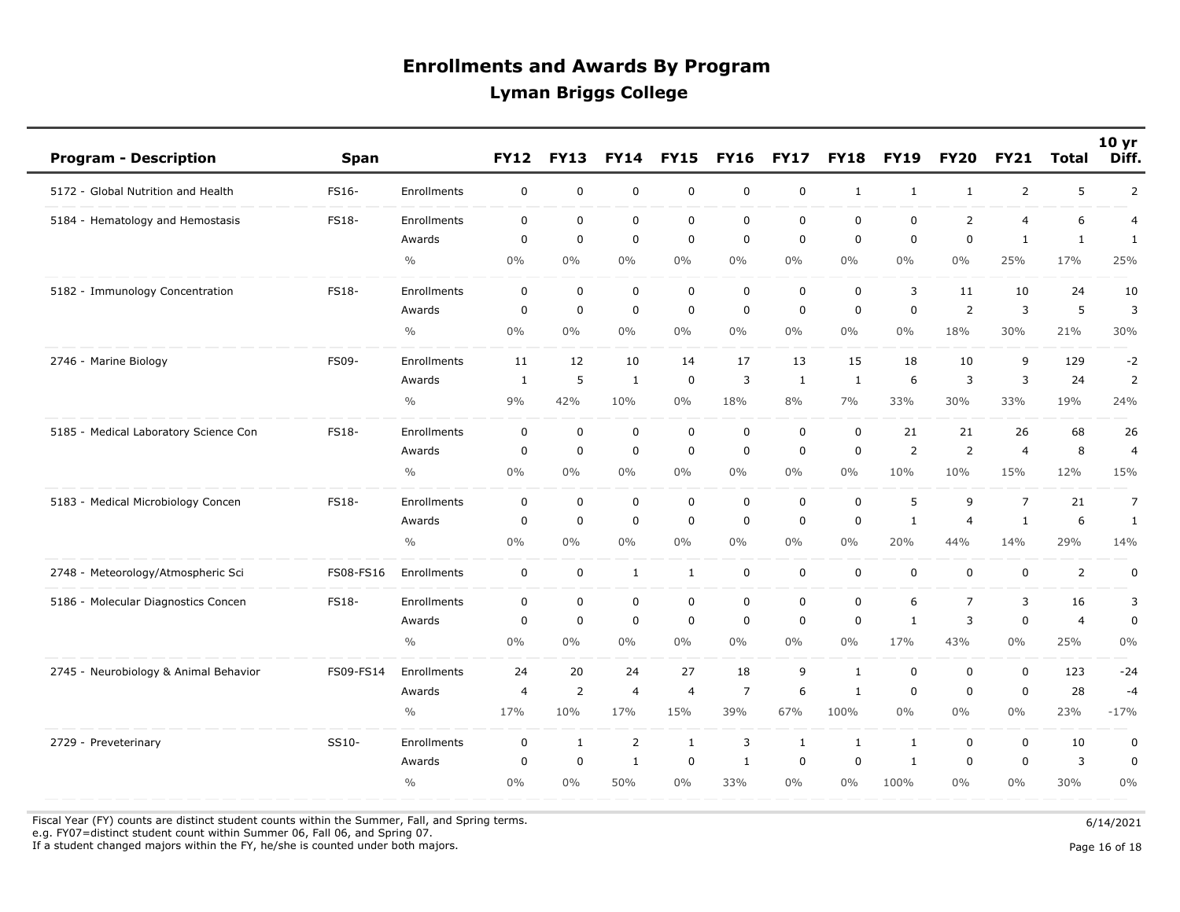# Enrollments and Awards By Program

## Lyman Briggs College

| Program - Description | Span | | FY12 | FY13 | FY14 | FY15 | FY16 | FY17 | FY18 | FY19 | FY20 | FY21 | Total | 10 yr Diff. |
|---|---|---|---|---|---|---|---|---|---|---|---|---|---|---|
| 5172 - Global Nutrition and Health | FS16- | Enrollments | 0 | 0 | 0 | 0 | 0 | 0 | 1 | 1 | 1 | 2 | 5 | 2 |
| 5184 - Hematology and Hemostasis | FS18- | Enrollments | 0 | 0 | 0 | 0 | 0 | 0 | 0 | 0 | 2 | 4 | 6 | 4 |
| | | Awards | 0 | 0 | 0 | 0 | 0 | 0 | 0 | 0 | 0 | 1 | 1 | 1 |
| | | % | 0% | 0% | 0% | 0% | 0% | 0% | 0% | 0% | 0% | 25% | 17% | 25% |
| 5182 - Immunology Concentration | FS18- | Enrollments | 0 | 0 | 0 | 0 | 0 | 0 | 0 | 3 | 11 | 10 | 24 | 10 |
| | | Awards | 0 | 0 | 0 | 0 | 0 | 0 | 0 | 0 | 2 | 3 | 5 | 3 |
| | | % | 0% | 0% | 0% | 0% | 0% | 0% | 0% | 0% | 18% | 30% | 21% | 30% |
| 2746 - Marine Biology | FS09- | Enrollments | 11 | 12 | 10 | 14 | 17 | 13 | 15 | 18 | 10 | 9 | 129 | -2 |
| | | Awards | 1 | 5 | 1 | 0 | 3 | 1 | 1 | 6 | 3 | 3 | 24 | 2 |
| | | % | 9% | 42% | 10% | 0% | 18% | 8% | 7% | 33% | 30% | 33% | 19% | 24% |
| 5185 - Medical Laboratory Science Con | FS18- | Enrollments | 0 | 0 | 0 | 0 | 0 | 0 | 0 | 21 | 21 | 26 | 68 | 26 |
| | | Awards | 0 | 0 | 0 | 0 | 0 | 0 | 0 | 2 | 2 | 4 | 8 | 4 |
| | | % | 0% | 0% | 0% | 0% | 0% | 0% | 0% | 10% | 10% | 15% | 12% | 15% |
| 5183 - Medical Microbiology Concen | FS18- | Enrollments | 0 | 0 | 0 | 0 | 0 | 0 | 0 | 5 | 9 | 7 | 21 | 7 |
| | | Awards | 0 | 0 | 0 | 0 | 0 | 0 | 0 | 1 | 4 | 1 | 6 | 1 |
| | | % | 0% | 0% | 0% | 0% | 0% | 0% | 0% | 20% | 44% | 14% | 29% | 14% |
| 2748 - Meteorology/Atmospheric Sci | FS08-FS16 | Enrollments | 0 | 0 | 1 | 1 | 0 | 0 | 0 | 0 | 0 | 0 | 2 | 0 |
| 5186 - Molecular Diagnostics Concen | FS18- | Enrollments | 0 | 0 | 0 | 0 | 0 | 0 | 0 | 6 | 7 | 3 | 16 | 3 |
| | | Awards | 0 | 0 | 0 | 0 | 0 | 0 | 0 | 1 | 3 | 0 | 4 | 0 |
| | | % | 0% | 0% | 0% | 0% | 0% | 0% | 0% | 17% | 43% | 0% | 25% | 0% |
| 2745 - Neurobiology & Animal Behavior | FS09-FS14 | Enrollments | 24 | 20 | 24 | 27 | 18 | 9 | 1 | 0 | 0 | 0 | 123 | -24 |
| | | Awards | 4 | 2 | 4 | 4 | 7 | 6 | 1 | 0 | 0 | 0 | 28 | -4 |
| | | % | 17% | 10% | 17% | 15% | 39% | 67% | 100% | 0% | 0% | 0% | 23% | -17% |
| 2729 - Preveterinary | SS10- | Enrollments | 0 | 1 | 2 | 1 | 3 | 1 | 1 | 1 | 0 | 0 | 10 | 0 |
| | | Awards | 0 | 0 | 1 | 0 | 1 | 0 | 0 | 1 | 0 | 0 | 3 | 0 |
| | | % | 0% | 0% | 50% | 0% | 33% | 0% | 0% | 100% | 0% | 0% | 30% | 0% |

Fiscal Year (FY) counts are distinct student counts within the Summer, Fall, and Spring terms.
e.g. FY07=distinct student count within Summer 06, Fall 06, and Spring 07.
If a student changed majors within the FY, he/she is counted under both majors.

6/14/2021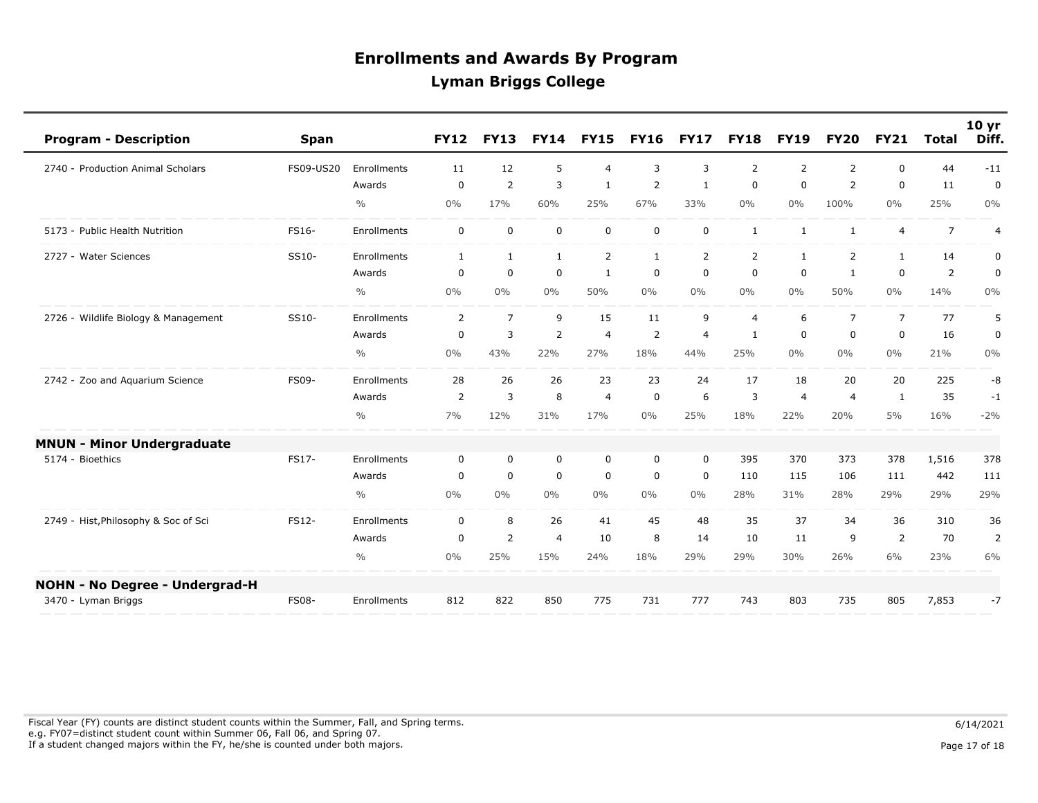# Enrollments and Awards By Program

## Lyman Briggs College

| Program - Description | Span | | FY12 | FY13 | FY14 | FY15 | FY16 | FY17 | FY18 | FY19 | FY20 | FY21 | Total | 10 yr Diff. |
|---|---|---|---|---|---|---|---|---|---|---|---|---|---|---|
| 2740 - Production Animal Scholars | FS09-US20 | Enrollments | 11 | 12 | 5 | 4 | 3 | 3 | 2 | 2 | 2 | 0 | 44 | -11 |
| | | Awards | 0 | 2 | 3 | 1 | 2 | 1 | 0 | 0 | 2 | 0 | 11 | 0 |
| | | % | 0% | 17% | 60% | 25% | 67% | 33% | 0% | 0% | 100% | 0% | 25% | 0% |
| 5173 - Public Health Nutrition | FS16- | Enrollments | 0 | 0 | 0 | 0 | 0 | 0 | 1 | 1 | 1 | 4 | 7 | 4 |
| 2727 - Water Sciences | SS10- | Enrollments | 1 | 1 | 1 | 2 | 1 | 2 | 2 | 1 | 2 | 1 | 14 | 0 |
| | | Awards | 0 | 0 | 0 | 1 | 0 | 0 | 0 | 0 | 1 | 0 | 2 | 0 |
| | | % | 0% | 0% | 0% | 50% | 0% | 0% | 0% | 0% | 50% | 0% | 14% | 0% |
| 2726 - Wildlife Biology & Management | SS10- | Enrollments | 2 | 7 | 9 | 15 | 11 | 9 | 4 | 6 | 7 | 7 | 77 | 5 |
| | | Awards | 0 | 3 | 2 | 4 | 2 | 4 | 1 | 0 | 0 | 0 | 16 | 0 |
| | | % | 0% | 43% | 22% | 27% | 18% | 44% | 25% | 0% | 0% | 0% | 21% | 0% |
| 2742 - Zoo and Aquarium Science | FS09- | Enrollments | 28 | 26 | 26 | 23 | 23 | 24 | 17 | 18 | 20 | 20 | 225 | -8 |
| | | Awards | 2 | 3 | 8 | 4 | 0 | 6 | 3 | 4 | 4 | 1 | 35 | -1 |
| | | % | 7% | 12% | 31% | 17% | 0% | 25% | 18% | 22% | 20% | 5% | 16% | -2% |
| **MNUN - Minor Undergraduate** | | | | | | | | | | | | | | |
| 5174 - Bioethics | FS17- | Enrollments | 0 | 0 | 0 | 0 | 0 | 0 | 395 | 370 | 373 | 378 | 1,516 | 378 |
| | | Awards | 0 | 0 | 0 | 0 | 0 | 0 | 110 | 115 | 106 | 111 | 442 | 111 |
| | | % | 0% | 0% | 0% | 0% | 0% | 0% | 28% | 31% | 28% | 29% | 29% | 29% |
| 2749 - Hist,Philosophy & Soc of Sci | FS12- | Enrollments | 0 | 8 | 26 | 41 | 45 | 48 | 35 | 37 | 34 | 36 | 310 | 36 |
| | | Awards | 0 | 2 | 4 | 10 | 8 | 14 | 10 | 11 | 9 | 2 | 70 | 2 |
| | | % | 0% | 25% | 15% | 24% | 18% | 29% | 29% | 30% | 26% | 6% | 23% | 6% |
| **NOHN - No Degree - Undergrad-H** | | | | | | | | | | | | | | |
| 3470 - Lyman Briggs | FS08- | Enrollments | 812 | 822 | 850 | 775 | 731 | 777 | 743 | 803 | 735 | 805 | 7,853 | -7 |

Fiscal Year (FY) counts are distinct student counts within the Summer, Fall, and Spring terms.
e.g. FY07=distinct student count within Summer 06, Fall 06, and Spring 07.
If a student changed majors within the FY, he/she is counted under both majors.

6/14/2021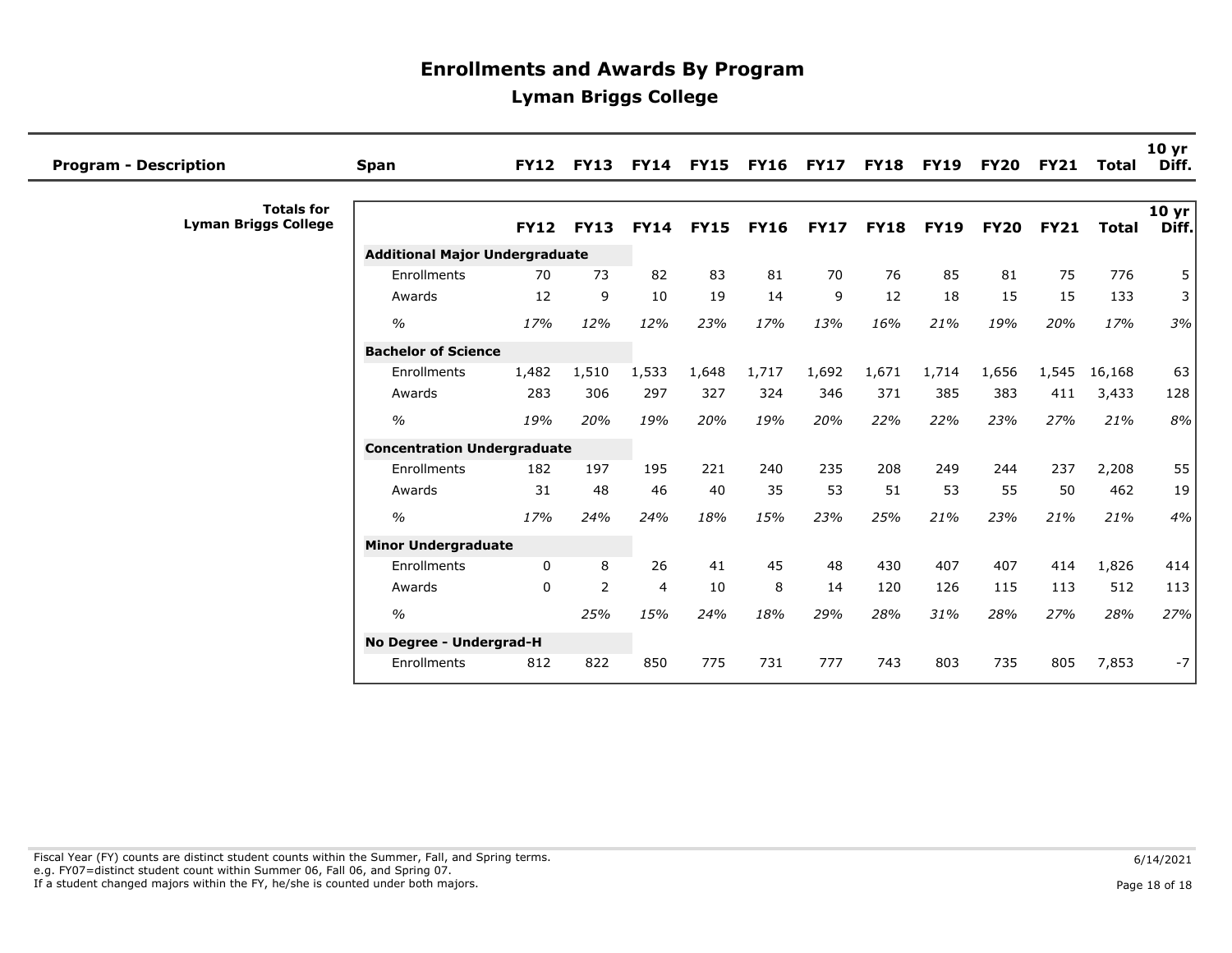# Enrollments and Awards By Program

## Lyman Briggs College

| Program - Description | Span | FY12 | FY13 | FY14 | FY15 | FY16 | FY17 | FY18 | FY19 | FY20 | FY21 | Total | 10 yr Diff. |
|---|---|---|---|---|---|---|---|---|---|---|---|---|---|
| **Totals for Lyman Briggs College** | | **FY12** | **FY13** | **FY14** | **FY15** | **FY16** | **FY17** | **FY18** | **FY19** | **FY20** | **FY21** | **Total** | **10 yr Diff.** |
| | **Additional Major Undergraduate** | | | | | | | | | | | | |
| | Enrollments | 70 | 73 | 82 | 83 | 81 | 70 | 76 | 85 | 81 | 75 | 776 | 5 |
| | Awards | 12 | 9 | 10 | 19 | 14 | 9 | 12 | 18 | 15 | 15 | 133 | 3 |
| | *%* | *17%* | *12%* | *12%* | *23%* | *17%* | *13%* | *16%* | *21%* | *19%* | *20%* | *17%* | *3%* |
| | **Bachelor of Science** | | | | | | | | | | | | |
| | Enrollments | 1,482 | 1,510 | 1,533 | 1,648 | 1,717 | 1,692 | 1,671 | 1,714 | 1,656 | 1,545 | 16,168 | 63 |
| | Awards | 283 | 306 | 297 | 327 | 324 | 346 | 371 | 385 | 383 | 411 | 3,433 | 128 |
| | *%* | *19%* | *20%* | *19%* | *20%* | *19%* | *20%* | *22%* | *22%* | *23%* | *27%* | *21%* | *8%* |
| | **Concentration Undergraduate** | | | | | | | | | | | | |
| | Enrollments | 182 | 197 | 195 | 221 | 240 | 235 | 208 | 249 | 244 | 237 | 2,208 | 55 |
| | Awards | 31 | 48 | 46 | 40 | 35 | 53 | 51 | 53 | 55 | 50 | 462 | 19 |
| | *%* | *17%* | *24%* | *24%* | *18%* | *15%* | *23%* | *25%* | *21%* | *23%* | *21%* | *21%* | *4%* |
| | **Minor Undergraduate** | | | | | | | | | | | | |
| | Enrollments | 0 | 8 | 26 | 41 | 45 | 48 | 430 | 407 | 407 | 414 | 1,826 | 414 |
| | Awards | 0 | 2 | 4 | 10 | 8 | 14 | 120 | 126 | 115 | 113 | 512 | 113 |
| | *%* | | *25%* | *15%* | *24%* | *18%* | *29%* | *28%* | *31%* | *28%* | *27%* | *28%* | *27%* |
| | **No Degree - Undergrad-H** | | | | | | | | | | | | |
| | Enrollments | 812 | 822 | 850 | 775 | 731 | 777 | 743 | 803 | 735 | 805 | 7,853 | -7 |

Fiscal Year (FY) counts are distinct student counts within the Summer, Fall, and Spring terms.
e.g. FY07=distinct student count within Summer 06, Fall 06, and Spring 07.
If a student changed majors within the FY, he/she is counted under both majors.

6/14/2021